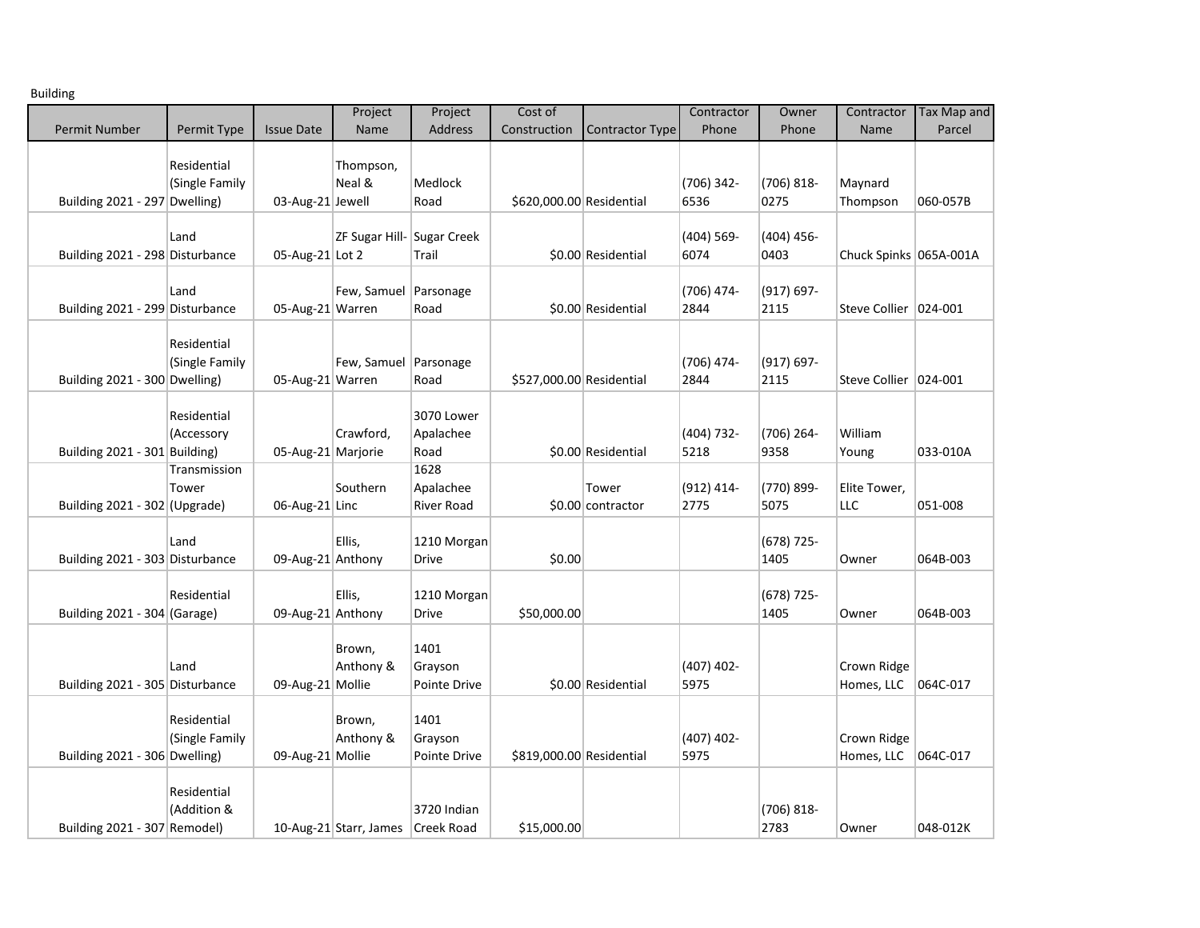Building

| Permit Number | Permit Type | Issue Date | Project Name | Project Address | Cost of Construction | Contractor Type | Contractor Phone | Owner Phone | Contractor Name | Tax Map and Parcel |
|---|---|---|---|---|---|---|---|---|---|---|
| Building 2021 - 297 | Residential (Single Family Dwelling) | 03-Aug-21 | Thompson, Neal & Jewell | Medlock Road | $620,000.00 | Residential | (706) 342-6536 | (706) 818-0275 | Maynard Thompson | 060-057B |
| Building 2021 - 298 | Land Disturbance | 05-Aug-21 | ZF Sugar Hill-Lot 2 | Sugar Creek Trail | $0.00 | Residential | (404) 569-6074 | (404) 456-0403 | Chuck Spinks | 065A-001A |
| Building 2021 - 299 | Land Disturbance | 05-Aug-21 | Few, Samuel Warren | Parsonage Road | $0.00 | Residential | (706) 474-2844 | (917) 697-2115 | Steve Collier | 024-001 |
| Building 2021 - 300 | Residential (Single Family Dwelling) | 05-Aug-21 | Few, Samuel Warren | Parsonage Road | $527,000.00 | Residential | (706) 474-2844 | (917) 697-2115 | Steve Collier | 024-001 |
| Building 2021 - 301 | Residential (Accessory Building) | 05-Aug-21 | Crawford, Marjorie | 3070 Lower Apalachee Road | $0.00 | Residential | (404) 732-5218 | (706) 264-9358 | William Young | 033-010A |
| Building 2021 - 302 | Transmission Tower (Upgrade) | 06-Aug-21 | Southern Linc | 1628 Apalachee River Road | $0.00 | Tower contractor | (912) 414-2775 | (770) 899-5075 | Elite Tower, LLC | 051-008 |
| Building 2021 - 303 | Land Disturbance | 09-Aug-21 | Ellis, Anthony | 1210 Morgan Drive | $0.00 | | | (678) 725-1405 | Owner | 064B-003 |
| Building 2021 - 304 | Residential (Garage) | 09-Aug-21 | Ellis, Anthony | 1210 Morgan Drive | $50,000.00 | | | (678) 725-1405 | Owner | 064B-003 |
| Building 2021 - 305 | Land Disturbance | 09-Aug-21 | Brown, Anthony & Mollie | 1401 Grayson Pointe Drive | $0.00 | Residential | (407) 402-5975 | | Crown Ridge Homes, LLC | 064C-017 |
| Building 2021 - 306 | Residential (Single Family Dwelling) | 09-Aug-21 | Brown, Anthony & Mollie | 1401 Grayson Pointe Drive | $819,000.00 | Residential | (407) 402-5975 | | Crown Ridge Homes, LLC | 064C-017 |
| Building 2021 - 307 | Residential (Addition & Remodel) | 10-Aug-21 | Starr, James | 3720 Indian Creek Road | $15,000.00 | | | (706) 818-2783 | Owner | 048-012K |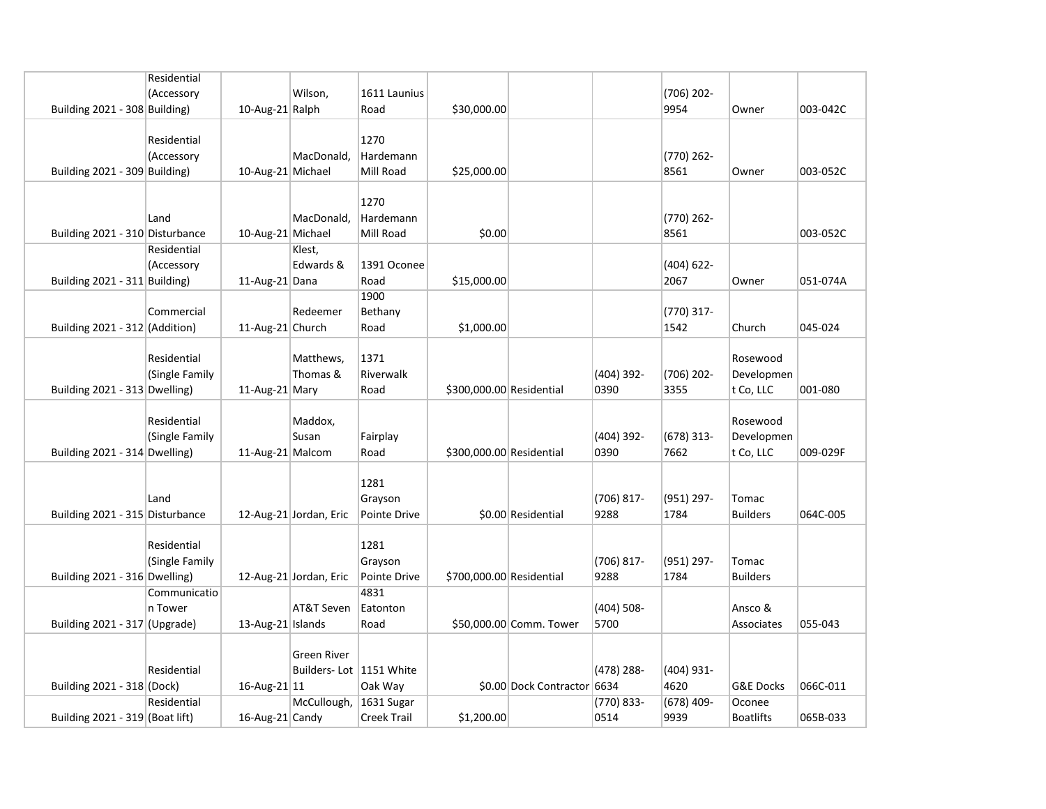| | | | | | | | | | | |
|---|---|---|---|---|---|---|---|---|---|---|
| Building 2021 - 308 | Residential (Accessory Building) | 10-Aug-21 | Wilson, Ralph | 1611 Launius Road | $30,000.00 | | | (706) 202-9954 | Owner | 003-042C |
| Building 2021 - 309 | Residential (Accessory Building) | 10-Aug-21 | MacDonald, Michael | 1270 Hardemann Mill Road | $25,000.00 | | | (770) 262-8561 | Owner | 003-052C |
| Building 2021 - 310 | Land Disturbance | 10-Aug-21 | MacDonald, Michael | 1270 Hardemann Mill Road | $0.00 | | | (770) 262-8561 | | 003-052C |
| Building 2021 - 311 | Residential (Accessory Building) | 11-Aug-21 | Klest, Edwards & Dana | 1391 Oconee Road | $15,000.00 | | | (404) 622-2067 | Owner | 051-074A |
| Building 2021 - 312 | Commercial (Addition) | 11-Aug-21 | Redeemer Church | 1900 Bethany Road | $1,000.00 | | | (770) 317-1542 | Church | 045-024 |
| Building 2021 - 313 | Residential (Single Family Dwelling) | 11-Aug-21 | Matthews, Thomas & Mary | 1371 Riverwalk Road | $300,000.00 | Residential | (404) 392-0390 | (706) 202-3355 | Rosewood Development Co, LLC | 001-080 |
| Building 2021 - 314 | Residential (Single Family Dwelling) | 11-Aug-21 | Maddox, Susan Malcom | Fairplay Road | $300,000.00 | Residential | (404) 392-0390 | (678) 313-7662 | Rosewood Development Co, LLC | 009-029F |
| Building 2021 - 315 | Land Disturbance | 12-Aug-21 | Jordan, Eric | 1281 Grayson Pointe Drive | $0.00 | Residential | (706) 817-9288 | (951) 297-1784 | Tomac Builders | 064C-005 |
| Building 2021 - 316 | Residential (Single Family Dwelling) | 12-Aug-21 | Jordan, Eric | 1281 Grayson Pointe Drive | $700,000.00 | Residential | (706) 817-9288 | (951) 297-1784 | Tomac Builders | |
| Building 2021 - 317 | Communication Tower (Upgrade) | 13-Aug-21 | AT&T Seven Islands | 4831 Eatonton Road | $50,000.00 | Comm. Tower | (404) 508-5700 | | Ansco & Associates | 055-043 |
| Building 2021 - 318 | Residential (Dock) | 16-Aug-21 | Green River Builders- Lot 11 | 1151 White Oak Way | $0.00 | Dock Contractor | (478) 288-6634 | (404) 931-4620 | G&E Docks | 066C-011 |
| Building 2021 - 319 | Residential (Boat lift) | 16-Aug-21 | McCullough, Candy | 1631 Sugar Creek Trail | $1,200.00 | | (770) 833-0514 | (678) 409-9939 | Oconee Boatlifts | 065B-033 |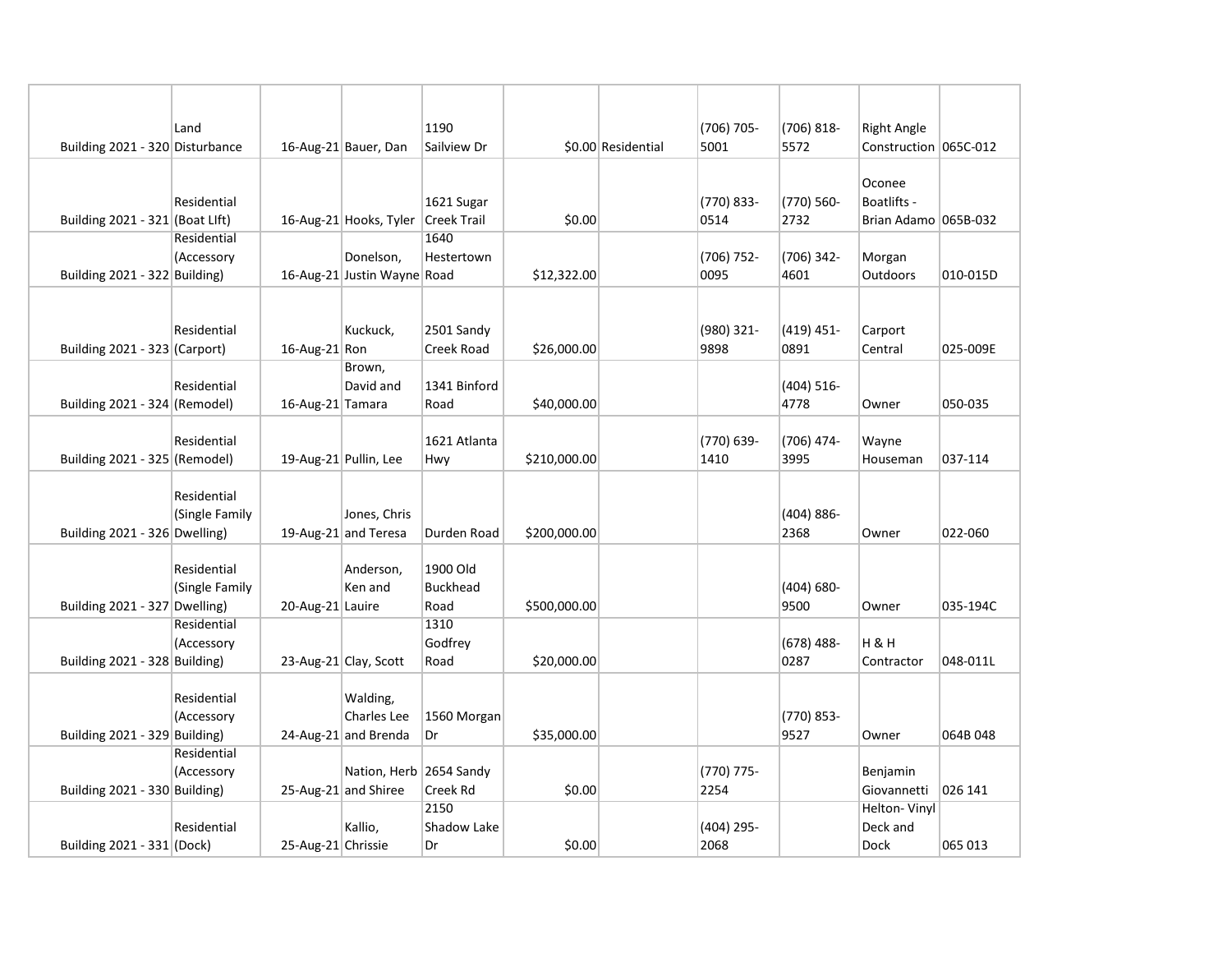| | | | | | | | | | | |
|---|---|---|---|---|---|---|---|---|---|---|
| Building 2021 - 320 | Land Disturbance | 16-Aug-21 | Bauer, Dan | 1190 Sailview Dr | $0.00 | Residential | (706) 705-5001 | (706) 818-5572 | Right Angle Construction | 065C-012 |
| Building 2021 - 321 | Residential (Boat LIft) | 16-Aug-21 | Hooks, Tyler | 1621 Sugar Creek Trail | $0.00 | | (770) 833-0514 | (770) 560-2732 | Oconee Boatlifts - Brian Adamo | 065B-032 |
| Building 2021 - 322 | Residential (Accessory Building) | 16-Aug-21 | Donelson, Justin Wayne | 1640 Hestertown Road | $12,322.00 | | (706) 752-0095 | (706) 342-4601 | Morgan Outdoors | 010-015D |
| Building 2021 - 323 | Residential (Carport) | 16-Aug-21 | Kuckuck, Ron | 2501 Sandy Creek Road | $26,000.00 | | (980) 321-9898 | (419) 451-0891 | Carport Central | 025-009E |
| Building 2021 - 324 | Residential (Remodel) | 16-Aug-21 | Brown, David and Tamara | 1341 Binford Road | $40,000.00 | | | (404) 516-4778 | Owner | 050-035 |
| Building 2021 - 325 | Residential (Remodel) | 19-Aug-21 | Pullin, Lee | 1621 Atlanta Hwy | $210,000.00 | | (770) 639-1410 | (706) 474-3995 | Wayne Houseman | 037-114 |
| Building 2021 - 326 | Residential (Single Family Dwelling) | 19-Aug-21 | Jones, Chris and Teresa | Durden Road | $200,000.00 | | | (404) 886-2368 | Owner | 022-060 |
| Building 2021 - 327 | Residential (Single Family Dwelling) | 20-Aug-21 | Anderson, Ken and Lauire | 1900 Old Buckhead Road | $500,000.00 | | | (404) 680-9500 | Owner | 035-194C |
| Building 2021 - 328 | Residential (Accessory Building) | 23-Aug-21 | Clay, Scott | 1310 Godfrey Road | $20,000.00 | | | (678) 488-0287 | H & H Contractor | 048-011L |
| Building 2021 - 329 | Residential (Accessory Building) | 24-Aug-21 | Walding, Charles Lee and Brenda | 1560 Morgan Dr | $35,000.00 | | | (770) 853-9527 | Owner | 064B 048 |
| Building 2021 - 330 | Residential (Accessory Building) | 25-Aug-21 | Nation, Herb and Shiree | 2654 Sandy Creek Rd | $0.00 | | (770) 775-2254 | | Benjamin Giovannetti | 026 141 |
| Building 2021 - 331 | Residential (Dock) | 25-Aug-21 | Kallio, Chrissie | 2150 Shadow Lake Dr | $0.00 | | (404) 295-2068 | | Helton- Vinyl Deck and Dock | 065 013 |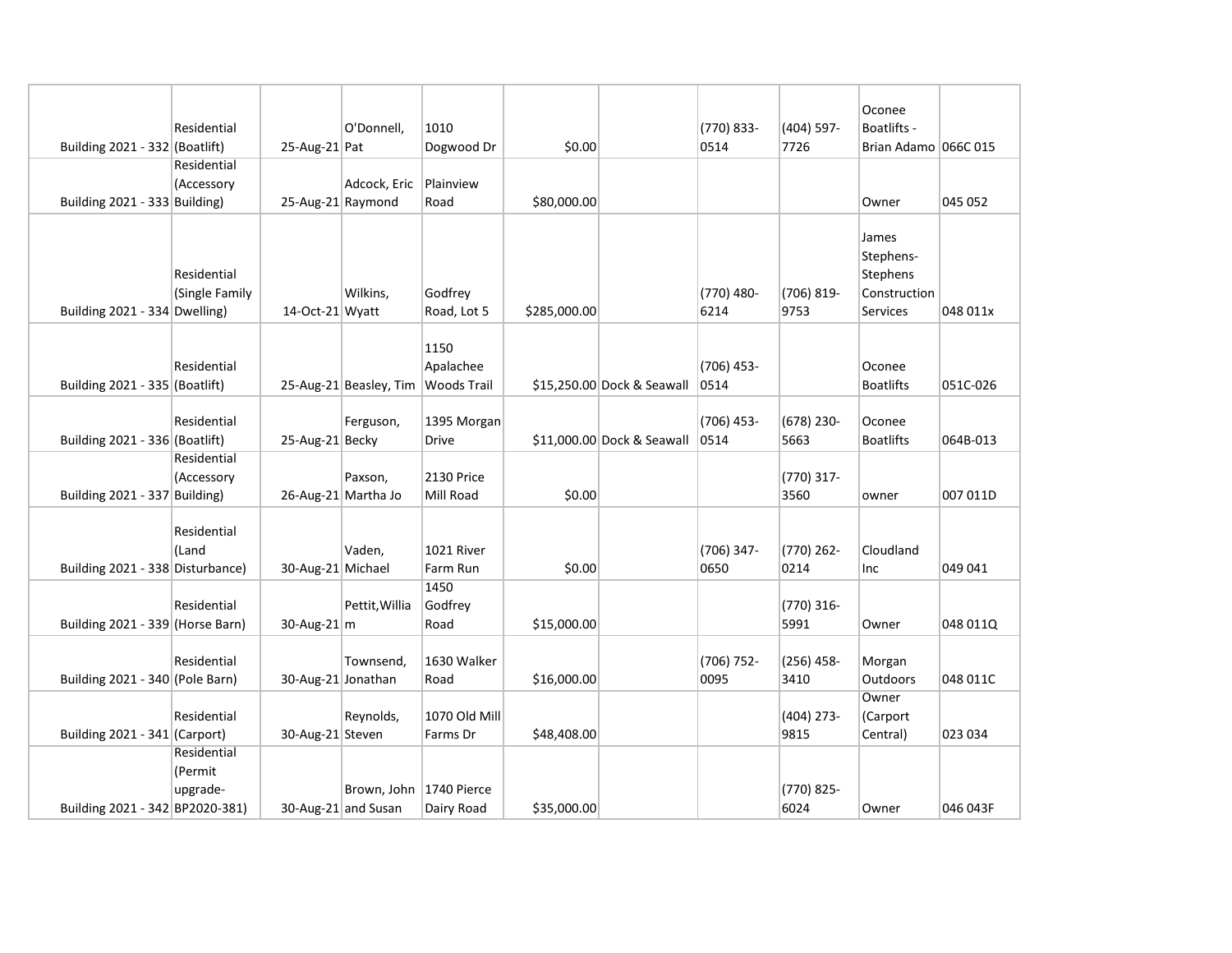| | | | | | | | | | | |
|---|---|---|---|---|---|---|---|---|---|---|
| Building 2021 - 332 | Residential (Boatlift) | 25-Aug-21 | O'Donnell, Pat | 1010 Dogwood Dr | $0.00 | | (770) 833-0514 | (404) 597-7726 | Oconee Boatlifts - Brian Adamo | 066C 015 |
| Building 2021 - 333 | Residential (Accessory Building) | 25-Aug-21 | Adcock, Eric Raymond | Plainview Road | $80,000.00 | | | | Owner | 045 052 |
| Building 2021 - 334 | Residential (Single Family Dwelling) | 14-Oct-21 | Wilkins, Wyatt | Godfrey Road, Lot 5 | $285,000.00 | | (770) 480-6214 | (706) 819-9753 | James Stephens-Stephens Construction Services | 048 011x |
| Building 2021 - 335 | Residential (Boatlift) | 25-Aug-21 | Beasley, Tim | 1150 Apalachee Woods Trail | $15,250.00 | Dock & Seawall | (706) 453-0514 | | Oconee Boatlifts | 051C-026 |
| Building 2021 - 336 | Residential (Boatlift) | 25-Aug-21 | Ferguson, Becky | 1395 Morgan Drive | $11,000.00 | Dock & Seawall | (706) 453-0514 | (678) 230-5663 | Oconee Boatlifts | 064B-013 |
| Building 2021 - 337 | Residential (Accessory Building) | 26-Aug-21 | Paxson, Martha Jo | 2130 Price Mill Road | $0.00 | | | (770) 317-3560 | owner | 007 011D |
| Building 2021 - 338 | Residential (Land Disturbance) | 30-Aug-21 | Vaden, Michael | 1021 River Farm Run | $0.00 | | (706) 347-0650 | (770) 262-0214 | Cloudland Inc | 049 041 |
| Building 2021 - 339 | Residential (Horse Barn) | 30-Aug-21 | Pettit,William | 1450 Godfrey Road | $15,000.00 | | | (770) 316-5991 | Owner | 048 011Q |
| Building 2021 - 340 | Residential (Pole Barn) | 30-Aug-21 | Townsend, Jonathan | 1630 Walker Road | $16,000.00 | | (706) 752-0095 | (256) 458-3410 | Morgan Outdoors | 048 011C |
| Building 2021 - 341 | Residential (Carport) | 30-Aug-21 | Reynolds, Steven | 1070 Old Mill Farms Dr | $48,408.00 | | | (404) 273-9815 | Owner (Carport Central) | 023 034 |
| Building 2021 - 342 | Residential (Permit upgrade-BP2020-381) | 30-Aug-21 | Brown, John and Susan | 1740 Pierce Dairy Road | $35,000.00 | | | (770) 825-6024 | Owner | 046 043F |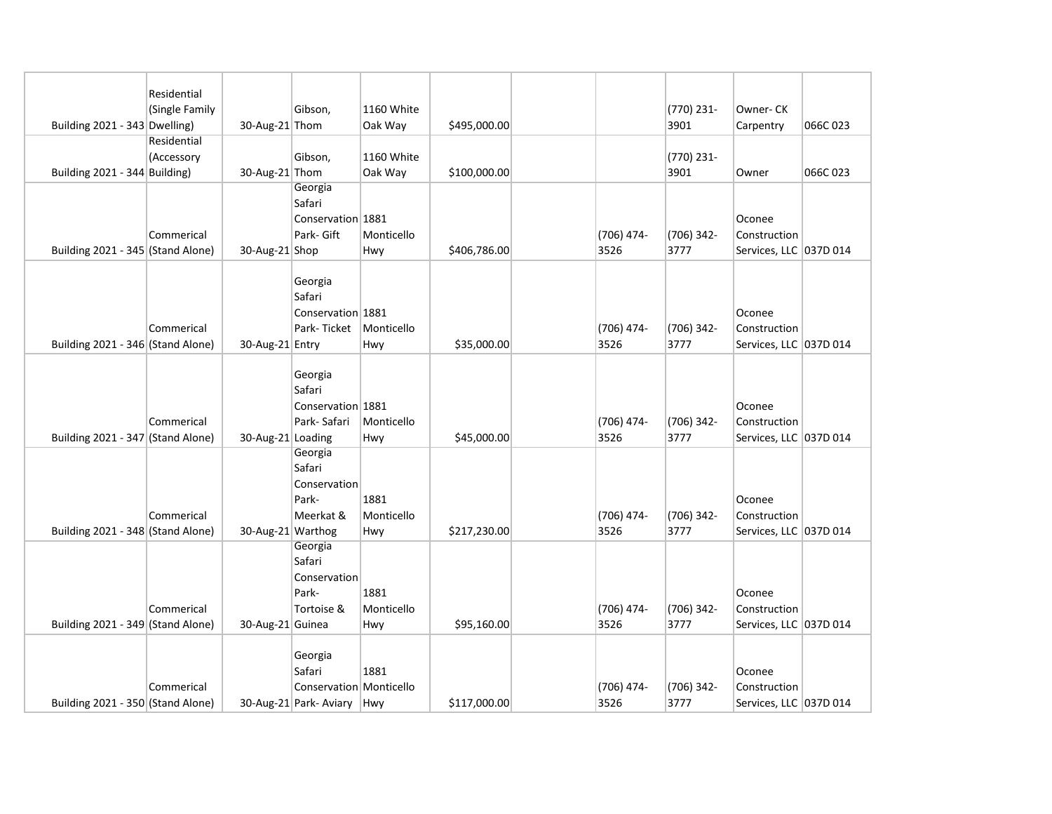| | | | | | | | | | | |
|---|---|---|---|---|---|---|---|---|---|---|
| Building 2021 - 343 | Residential (Single Family Dwelling) | 30-Aug-21 | Gibson, Thom | 1160 White Oak Way | $495,000.00 | | | (770) 231-3901 | Owner- CK Carpentry | 066C 023 |
| Building 2021 - 344 | Residential (Accessory Building) | 30-Aug-21 | Gibson, Thom | 1160 White Oak Way | $100,000.00 | | | (770) 231-3901 | Owner | 066C 023 |
| Building 2021 - 345 | Commerical (Stand Alone) | 30-Aug-21 | Georgia Safari Conservation Park- Gift Shop | 1881 Monticello Hwy | $406,786.00 | | (706) 474-3526 | (706) 342-3777 | Oconee Construction Services, LLC | 037D 014 |
| Building 2021 - 346 | Commerical (Stand Alone) | 30-Aug-21 | Georgia Safari Conservation Park- Ticket Entry | 1881 Monticello Hwy | $35,000.00 | | (706) 474-3526 | (706) 342-3777 | Oconee Construction Services, LLC | 037D 014 |
| Building 2021 - 347 | Commerical (Stand Alone) | 30-Aug-21 | Georgia Safari Conservation Park- Safari Loading | 1881 Monticello Hwy | $45,000.00 | | (706) 474-3526 | (706) 342-3777 | Oconee Construction Services, LLC | 037D 014 |
| Building 2021 - 348 | Commerical (Stand Alone) | 30-Aug-21 | Georgia Safari Conservation Park- Meerkat & Warthog | 1881 Monticello Hwy | $217,230.00 | | (706) 474-3526 | (706) 342-3777 | Oconee Construction Services, LLC | 037D 014 |
| Building 2021 - 349 | Commerical (Stand Alone) | 30-Aug-21 | Georgia Safari Conservation Park- Tortoise & Guinea | 1881 Monticello Hwy | $95,160.00 | | (706) 474-3526 | (706) 342-3777 | Oconee Construction Services, LLC | 037D 014 |
| Building 2021 - 350 | Commerical (Stand Alone) | 30-Aug-21 | Georgia Safari Conservation Park- Aviary | 1881 Monticello Hwy | $117,000.00 | | (706) 474-3526 | (706) 342-3777 | Oconee Construction Services, LLC | 037D 014 |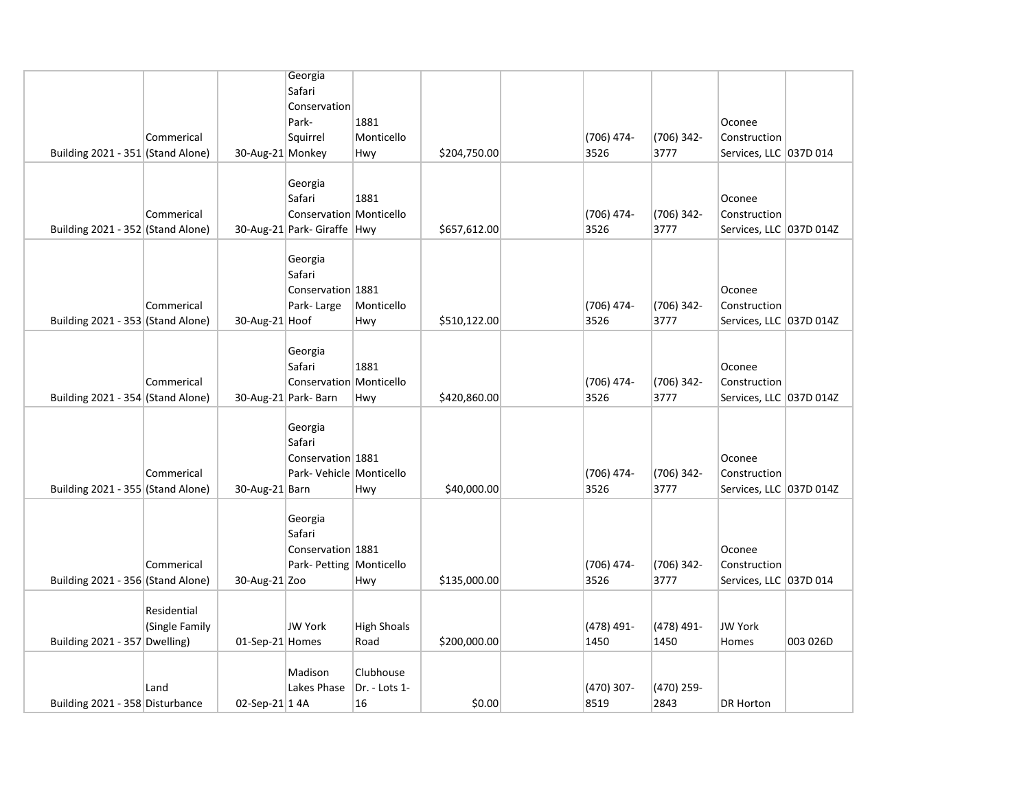| | | | | | | | | | | |
|---|---|---|---|---|---|---|---|---|---|---|
| Building 2021 - 351 | Commerical (Stand Alone) | 30-Aug-21 | Georgia Safari Conservation Park- Squirrel Monkey | 1881 Monticello Hwy | $204,750.00 | | (706) 474-3526 | (706) 342-3777 | Oconee Construction Services, LLC | 037D 014 |
| Building 2021 - 352 | Commerical (Stand Alone) | 30-Aug-21 | Georgia Safari Conservation Park- Giraffe | 1881 Monticello Hwy | $657,612.00 | | (706) 474-3526 | (706) 342-3777 | Oconee Construction Services, LLC | 037D 014Z |
| Building 2021 - 353 | Commerical (Stand Alone) | 30-Aug-21 | Georgia Safari Conservation Park- Large Hoof | 1881 Monticello Hwy | $510,122.00 | | (706) 474-3526 | (706) 342-3777 | Oconee Construction Services, LLC | 037D 014Z |
| Building 2021 - 354 | Commerical (Stand Alone) | 30-Aug-21 | Georgia Safari Conservation Park- Barn | 1881 Monticello Hwy | $420,860.00 | | (706) 474-3526 | (706) 342-3777 | Oconee Construction Services, LLC | 037D 014Z |
| Building 2021 - 355 | Commerical (Stand Alone) | 30-Aug-21 | Georgia Safari Conservation Park- Vehicle Barn | 1881 Monticello Hwy | $40,000.00 | | (706) 474-3526 | (706) 342-3777 | Oconee Construction Services, LLC | 037D 014Z |
| Building 2021 - 356 | Commerical (Stand Alone) | 30-Aug-21 | Georgia Safari Conservation Park- Petting Zoo | 1881 Monticello Hwy | $135,000.00 | | (706) 474-3526 | (706) 342-3777 | Oconee Construction Services, LLC | 037D 014 |
| Building 2021 - 357 | Residential (Single Family Dwelling) | 01-Sep-21 | JW York Homes | High Shoals Road | $200,000.00 | | (478) 491-1450 | (478) 491-1450 | JW York Homes | 003 026D |
| Building 2021 - 358 | Land Disturbance | 02-Sep-21 | Madison Lakes Phase 1 4A | Clubhouse Dr. - Lots 1-16 | $0.00 | | (470) 307-8519 | (470) 259-2843 | DR Horton | |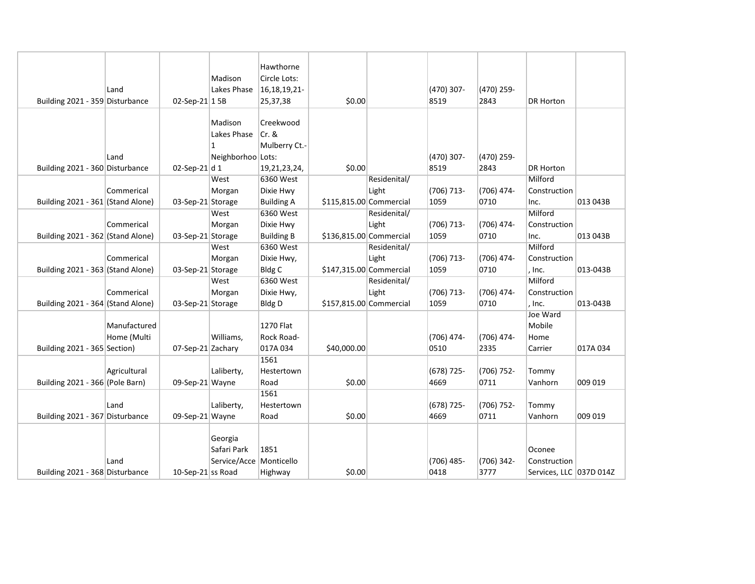| | | | | | | | | | | |
|---|---|---|---|---|---|---|---|---|---|---|
| Building 2021 - 359 | Land Disturbance | 02-Sep-21 | Madison Lakes Phase 1 5B | Hawthorne Circle Lots: 16,18,19,21-25,37,38 | $0.00 | | (470) 307-8519 | (470) 259-2843 | DR Horton | |
| Building 2021 - 360 | Land Disturbance | 02-Sep-21 | Madison Lakes Phase 1 Neighborhood 1 | Creekwood Cr. & Mulberry Ct.-Lots: 19,21,23,24, | $0.00 | | (470) 307-8519 | (470) 259-2843 | DR Horton | |
| Building 2021 - 361 | Commerical (Stand Alone) | 03-Sep-21 | West Morgan Storage | 6360 West Dixie Hwy Building A | $115,815.00 | Residenital/ Light Commercial | (706) 713-1059 | (706) 474-0710 | Milford Construction Inc. | 013 043B |
| Building 2021 - 362 | Commerical (Stand Alone) | 03-Sep-21 | West Morgan Storage | 6360 West Dixie Hwy Building B | $136,815.00 | Residenital/ Light Commercial | (706) 713-1059 | (706) 474-0710 | Milford Construction Inc. | 013 043B |
| Building 2021 - 363 | Commerical (Stand Alone) | 03-Sep-21 | West Morgan Storage | 6360 West Dixie Hwy, Bldg C | $147,315.00 | Residenital/ Light Commercial | (706) 713-1059 | (706) 474-0710 | Milford Construction , Inc. | 013-043B |
| Building 2021 - 364 | Commerical (Stand Alone) | 03-Sep-21 | West Morgan Storage | 6360 West Dixie Hwy, Bldg D | $157,815.00 | Residenital/ Light Commercial | (706) 713-1059 | (706) 474-0710 | Milford Construction , Inc. | 013-043B |
| Building 2021 - 365 | Manufactured Home (Multi Section) | 07-Sep-21 | Williams, Zachary | 1270 Flat Rock Road-017A 034 | $40,000.00 | | (706) 474-0510 | (706) 474-2335 | Joe Ward Mobile Home Carrier | 017A 034 |
| Building 2021 - 366 | Agricultural (Pole Barn) | 09-Sep-21 | Laliberty, Wayne | 1561 Hestertown Road | $0.00 | | (678) 725-4669 | (706) 752-0711 | Tommy Vanhorn | 009 019 |
| Building 2021 - 367 | Land Disturbance | 09-Sep-21 | Laliberty, Wayne | 1561 Hestertown Road | $0.00 | | (678) 725-4669 | (706) 752-0711 | Tommy Vanhorn | 009 019 |
| Building 2021 - 368 | Land Disturbance | 10-Sep-21 | Georgia Safari Park Service/Access Road | 1851 Monticello Highway | $0.00 | | (706) 485-0418 | (706) 342-3777 | Oconee Construction Services, LLC | 037D 014Z |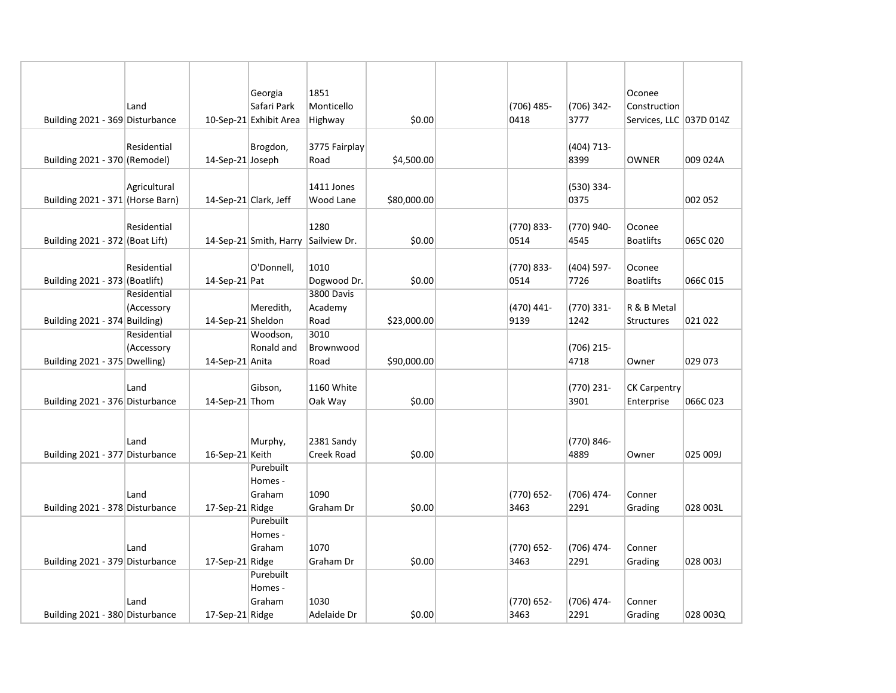| Building 2021 - 369 | Land Disturbance | 10-Sep-21 | Georgia Safari Park Exhibit Area | 1851 Monticello Highway | $0.00 | | (706) 485-0418 | (706) 342-3777 | Oconee Construction Services, LLC | 037D 014Z |
|---|---|---|---|---|---|---|---|---|---|---|
| Building 2021 - 370 | Residential (Remodel) | 14-Sep-21 | Brogdon, Joseph | 3775 Fairplay Road | $4,500.00 | | | (404) 713-8399 | OWNER | 009 024A |
| Building 2021 - 371 | Agricultural (Horse Barn) | 14-Sep-21 | Clark, Jeff | 1411 Jones Wood Lane | $80,000.00 | | | (530) 334-0375 | | 002 052 |
| Building 2021 - 372 | Residential (Boat Lift) | 14-Sep-21 | Smith, Harry | 1280 Sailview Dr. | $0.00 | | (770) 833-0514 | (770) 940-4545 | Oconee Boatlifts | 065C 020 |
| Building 2021 - 373 | Residential (Boatlift) | 14-Sep-21 | O'Donnell, Pat | 1010 Dogwood Dr. | $0.00 | | (770) 833-0514 | (404) 597-7726 | Oconee Boatlifts | 066C 015 |
| Building 2021 - 374 | Residential (Accessory Building) | 14-Sep-21 | Meredith, Sheldon | 3800 Davis Academy Road | $23,000.00 | | (470) 441-9139 | (770) 331-1242 | R & B Metal Structures | 021 022 |
| Building 2021 - 375 | Residential (Accessory Dwelling) | 14-Sep-21 | Woodson, Ronald and Anita | 3010 Brownwood Road | $90,000.00 | | | (706) 215-4718 | Owner | 029 073 |
| Building 2021 - 376 | Land Disturbance | 14-Sep-21 | Gibson, Thom | 1160 White Oak Way | $0.00 | | | (770) 231-3901 | CK Carpentry Enterprise | 066C 023 |
| Building 2021 - 377 | Land Disturbance | 16-Sep-21 | Murphy, Keith | 2381 Sandy Creek Road | $0.00 | | | (770) 846-4889 | Owner | 025 009J |
| Building 2021 - 378 | Land Disturbance | 17-Sep-21 | Purebuilt Homes - Graham Ridge | 1090 Graham Dr | $0.00 | | (770) 652-3463 | (706) 474-2291 | Conner Grading | 028 003L |
| Building 2021 - 379 | Land Disturbance | 17-Sep-21 | Purebuilt Homes - Graham Ridge | 1070 Graham Dr | $0.00 | | (770) 652-3463 | (706) 474-2291 | Conner Grading | 028 003J |
| Building 2021 - 380 | Land Disturbance | 17-Sep-21 | Purebuilt Homes - Graham Ridge | 1030 Adelaide Dr | $0.00 | | (770) 652-3463 | (706) 474-2291 | Conner Grading | 028 003Q |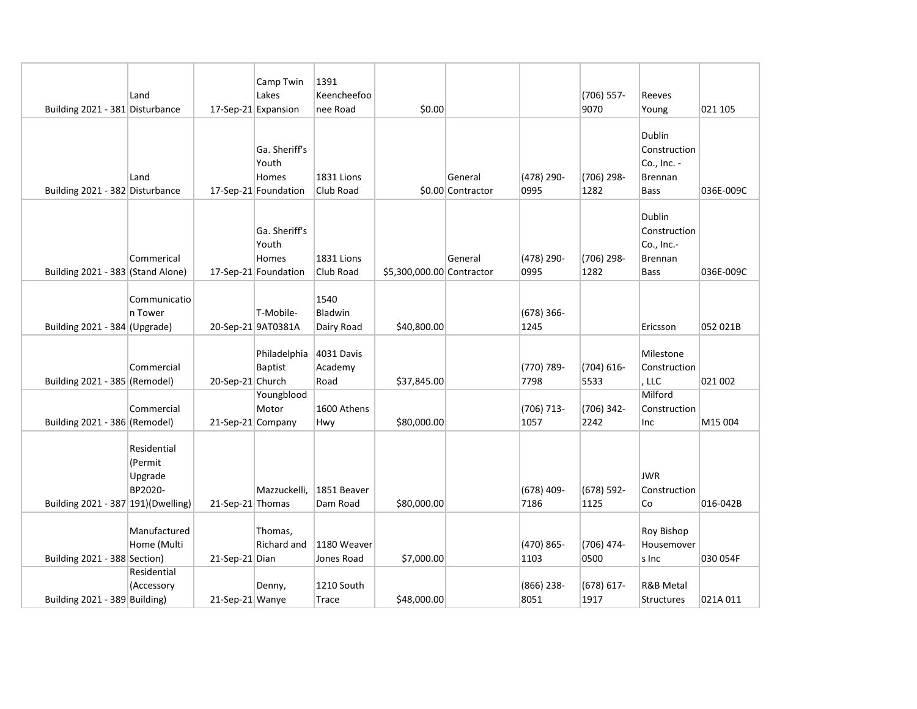| | | | | | | | | | | |
|---|---|---|---|---|---|---|---|---|---|---|
| Building 2021 - 381 | Land Disturbance | 17-Sep-21 | Camp Twin Lakes Expansion | 1391 Keencheefoonee Road | $0.00 | | | (706) 557-9070 | Reeves Young | 021 105 |
| Building 2021 - 382 | Land Disturbance | 17-Sep-21 | Ga. Sheriff's Youth Homes Foundation | 1831 Lions Club Road | $0.00 | General Contractor | (478) 290-0995 | (706) 298-1282 | Dublin Construction Co., Inc. - Brennan Bass | 036E-009C |
| Building 2021 - 383 | Commerical (Stand Alone) | 17-Sep-21 | Ga. Sheriff's Youth Homes Foundation | 1831 Lions Club Road | $5,300,000.00 | General Contractor | (478) 290-0995 | (706) 298-1282 | Dublin Construction Co., Inc.- Brennan Bass | 036E-009C |
| Building 2021 - 384 | Communication Tower (Upgrade) | 20-Sep-21 | T-Mobile-9AT0381A | 1540 Bladwin Dairy Road | $40,800.00 | | (678) 366-1245 | | Ericsson | 052 021B |
| Building 2021 - 385 | Commercial (Remodel) | 20-Sep-21 | Philadelphia Baptist Church | 4031 Davis Academy Road | $37,845.00 | | (770) 789-7798 | (704) 616-5533 | Milestone Construction, LLC | 021 002 |
| Building 2021 - 386 | Commercial (Remodel) | 21-Sep-21 | Youngblood Motor Company | 1600 Athens Hwy | $80,000.00 | | (706) 713-1057 | (706) 342-2242 | Milford Construction Inc | M15 004 |
| Building 2021 - 387 | Residential (Permit Upgrade BP2020-191)(Dwelling) | 21-Sep-21 | Mazzuckelli, Thomas | 1851 Beaver Dam Road | $80,000.00 | | (678) 409-7186 | (678) 592-1125 | JWR Construction Co | 016-042B |
| Building 2021 - 388 | Manufactured Home (Multi Section) | 21-Sep-21 | Thomas, Richard and Dian | 1180 Weaver Jones Road | $7,000.00 | | (470) 865-1103 | (706) 474-0500 | Roy Bishop Housemovers Inc | 030 054F |
| Building 2021 - 389 | Residential (Accessory Building) | 21-Sep-21 | Denny, Wanye | 1210 South Trace | $48,000.00 | | (866) 238-8051 | (678) 617-1917 | R&B Metal Structures | 021A 011 |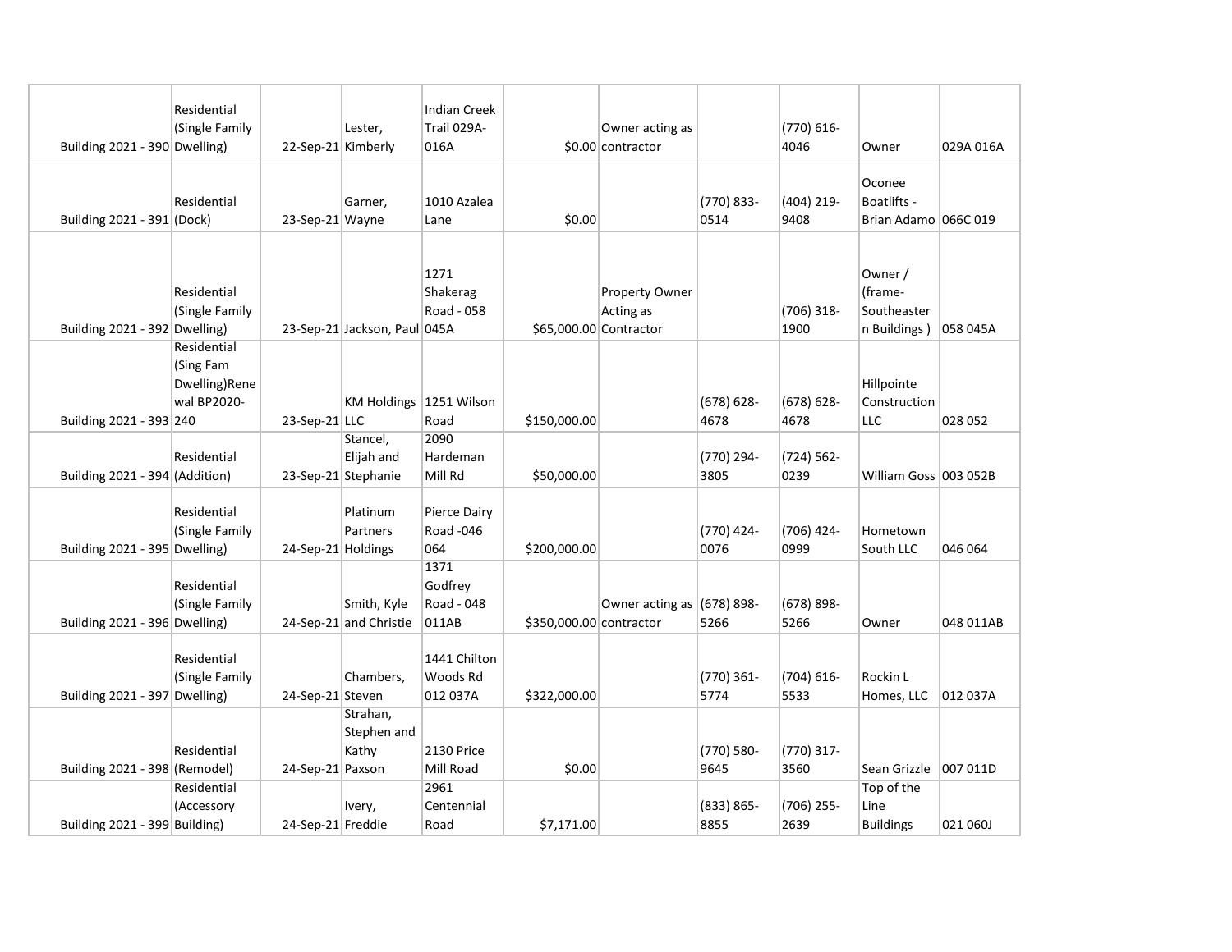| | | | | | | | | | | |
|---|---|---|---|---|---|---|---|---|---|---|
| Building 2021 - 390 | Residential (Single Family Dwelling) | 22-Sep-21 | Lester, Kimberly | Indian Creek Trail 029A-016A | $0.00 | Owner acting as contractor | | (770) 616-4046 | Owner | 029A 016A |
| Building 2021 - 391 | Residential (Dock) | 23-Sep-21 | Garner, Wayne | 1010 Azalea Lane | $0.00 | | (770) 833-0514 | (404) 219-9408 | Oconee Boatlifts - Brian Adamo | 066C 019 |
| Building 2021 - 392 | Residential (Single Family Dwelling) | 23-Sep-21 | Jackson, Paul | 1271 Shakerag Road - 058 045A | $65,000.00 | Property Owner Acting as Contractor | | (706) 318-1900 | Owner / (frame- Southeastern Buildings ) | 058 045A |
| Building 2021 - 393 | Residential (Sing Fam Dwelling)Renewal BP2020-240 | 23-Sep-21 | KM Holdings LLC | 1251 Wilson Road | $150,000.00 | | (678) 628-4678 | (678) 628-4678 | Hillpointe Construction LLC | 028 052 |
| Building 2021 - 394 | Residential (Addition) | 23-Sep-21 | Stancel, Elijah and Stephanie | 2090 Hardeman Mill Rd | $50,000.00 | | (770) 294-3805 | (724) 562-0239 | William Goss | 003 052B |
| Building 2021 - 395 | Residential (Single Family Dwelling) | 24-Sep-21 | Platinum Partners Holdings | Pierce Dairy Road -046 064 | $200,000.00 | | (770) 424-0076 | (706) 424-0999 | Hometown South LLC | 046 064 |
| Building 2021 - 396 | Residential (Single Family Dwelling) | 24-Sep-21 | Smith, Kyle and Christie | 1371 Godfrey Road - 048 011AB | $350,000.00 | Owner acting as contractor | (678) 898-5266 | (678) 898-5266 | Owner | 048 011AB |
| Building 2021 - 397 | Residential (Single Family Dwelling) | 24-Sep-21 | Chambers, Steven | 1441 Chilton Woods Rd 012 037A | $322,000.00 | | (770) 361-5774 | (704) 616-5533 | Rockin L Homes, LLC | 012 037A |
| Building 2021 - 398 | Residential (Remodel) | 24-Sep-21 | Strahan, Stephen and Kathy Paxson | 2130 Price Mill Road | $0.00 | | (770) 580-9645 | (770) 317-3560 | Sean Grizzle | 007 011D |
| Building 2021 - 399 | Residential (Accessory Building) | 24-Sep-21 | Ivery, Freddie | 2961 Centennial Road | $7,171.00 | | (833) 865-8855 | (706) 255-2639 | Top of the Line Buildings | 021 060J |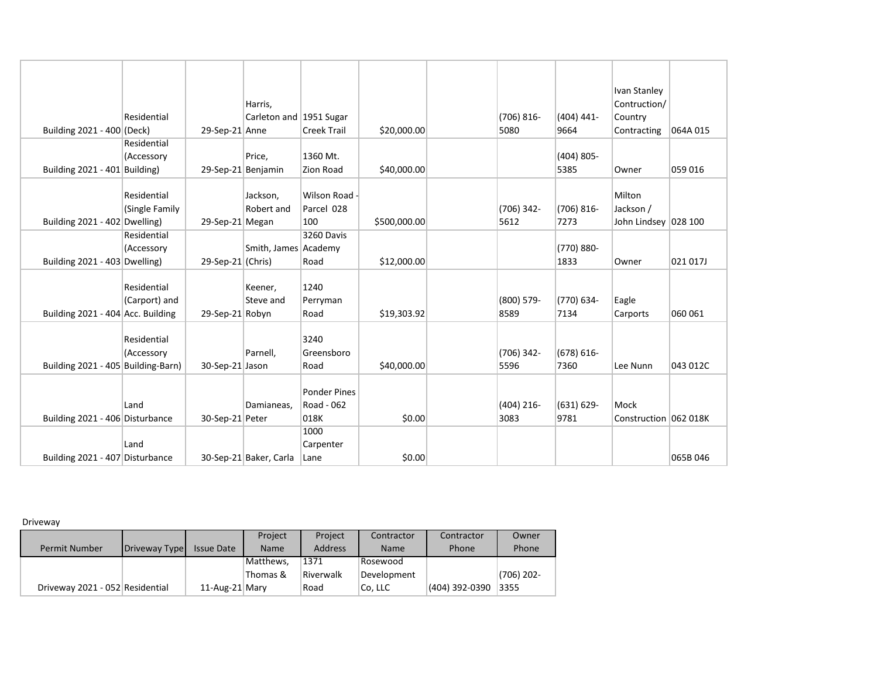| | | | | | | | | | | |
|---|---|---|---|---|---|---|---|---|---|---|
| Building 2021 - 400 | Residential (Deck) | 29-Sep-21 | Harris, Carleton and Anne | 1951 Sugar Creek Trail | $20,000.00 | | (706) 816-5080 | (404) 441-9664 | Ivan Stanley Contruction/ Country Contracting | 064A 015 |
| Building 2021 - 401 | Residential (Accessory Building) | 29-Sep-21 | Price, Benjamin | 1360 Mt. Zion Road | $40,000.00 | | | (404) 805-5385 | Owner | 059 016 |
| Building 2021 - 402 | Residential (Single Family Dwelling) | 29-Sep-21 | Jackson, Robert and Megan | Wilson Road - Parcel 028 100 | $500,000.00 | | (706) 342-5612 | (706) 816-7273 | Milton Jackson / John Lindsey | 028 100 |
| Building 2021 - 403 | Residential (Accessory Dwelling) | 29-Sep-21 | Smith, James (Chris) | 3260 Davis Academy Road | $12,000.00 | | | (770) 880-1833 | Owner | 021 017J |
| Building 2021 - 404 | Residential (Carport) and Acc. Building | 29-Sep-21 | Keener, Steve and Robyn | 1240 Perryman Road | $19,303.92 | | (800) 579-8589 | (770) 634-7134 | Eagle Carports | 060 061 |
| Building 2021 - 405 | Residential (Accessory Building-Barn) | 30-Sep-21 | Parnell, Jason | 3240 Greensboro Road | $40,000.00 | | (706) 342-5596 | (678) 616-7360 | Lee Nunn | 043 012C |
| Building 2021 - 406 | Land Disturbance | 30-Sep-21 | Damianeas, Peter | Ponder Pines Road - 062 018K | $0.00 | | (404) 216-3083 | (631) 629-9781 | Mock Construction | 062 018K |
| Building 2021 - 407 | Land Disturbance | 30-Sep-21 | Baker, Carla | 1000 Carpenter Lane | $0.00 | | | | | 065B 046 |

Driveway

| Permit Number | Driveway Type | Issue Date | Project Name | Project Address | Contractor Name | Contractor Phone | Owner Phone |
|---|---|---|---|---|---|---|---|
| Driveway 2021 - 052 | Residential | 11-Aug-21 | Matthews, Thomas & Mary | 1371 Riverwalk Road | Rosewood Development Co, LLC | (404) 392-0390 | (706) 202-3355 |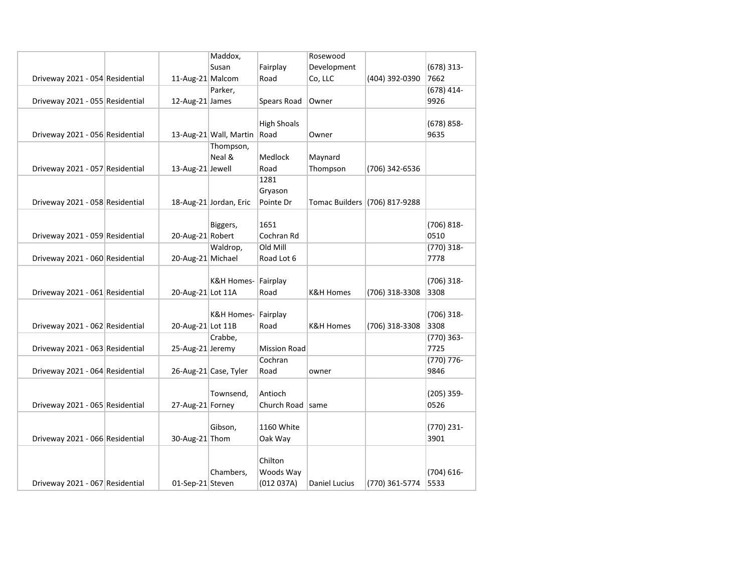| | | | | | | | |
|---|---|---|---|---|---|---|---|
| Driveway 2021 - 054 | Residential | 11-Aug-21 | Maddox, Susan Malcom | Fairplay Road | Rosewood Development Co, LLC | (404) 392-0390 | (678) 313-7662 |
| Driveway 2021 - 055 | Residential | 12-Aug-21 | Parker, James | Spears Road | Owner | | (678) 414-9926 |
| Driveway 2021 - 056 | Residential | 13-Aug-21 | Wall, Martin | High Shoals Road | Owner | | (678) 858-9635 |
| Driveway 2021 - 057 | Residential | 13-Aug-21 | Thompson, Neal & Jewell | Medlock Road | Maynard Thompson | (706) 342-6536 | |
| Driveway 2021 - 058 | Residential | 18-Aug-21 | Jordan, Eric | 1281 Gryason Pointe Dr | Tomac Builders | (706) 817-9288 | |
| Driveway 2021 - 059 | Residential | 20-Aug-21 | Biggers, Robert | 1651 Cochran Rd | | | (706) 818-0510 |
| Driveway 2021 - 060 | Residential | 20-Aug-21 | Waldrop, Michael | Old Mill Road Lot 6 | | | (770) 318-7778 |
| Driveway 2021 - 061 | Residential | 20-Aug-21 | K&H Homes- Lot 11A | Fairplay Road | K&H Homes | (706) 318-3308 | (706) 318-3308 |
| Driveway 2021 - 062 | Residential | 20-Aug-21 | K&H Homes- Lot 11B | Fairplay Road | K&H Homes | (706) 318-3308 | (706) 318-3308 |
| Driveway 2021 - 063 | Residential | 25-Aug-21 | Crabbe, Jeremy | Mission Road | | | (770) 363-7725 |
| Driveway 2021 - 064 | Residential | 26-Aug-21 | Case, Tyler | Cochran Road | owner | | (770) 776-9846 |
| Driveway 2021 - 065 | Residential | 27-Aug-21 | Townsend, Forney | Antioch Church Road | same | | (205) 359-0526 |
| Driveway 2021 - 066 | Residential | 30-Aug-21 | Gibson, Thom | 1160 White Oak Way | | | (770) 231-3901 |
| Driveway 2021 - 067 | Residential | 01-Sep-21 | Chambers, Steven | Chilton Woods Way (012 037A) | Daniel Lucius | (770) 361-5774 | (704) 616-5533 |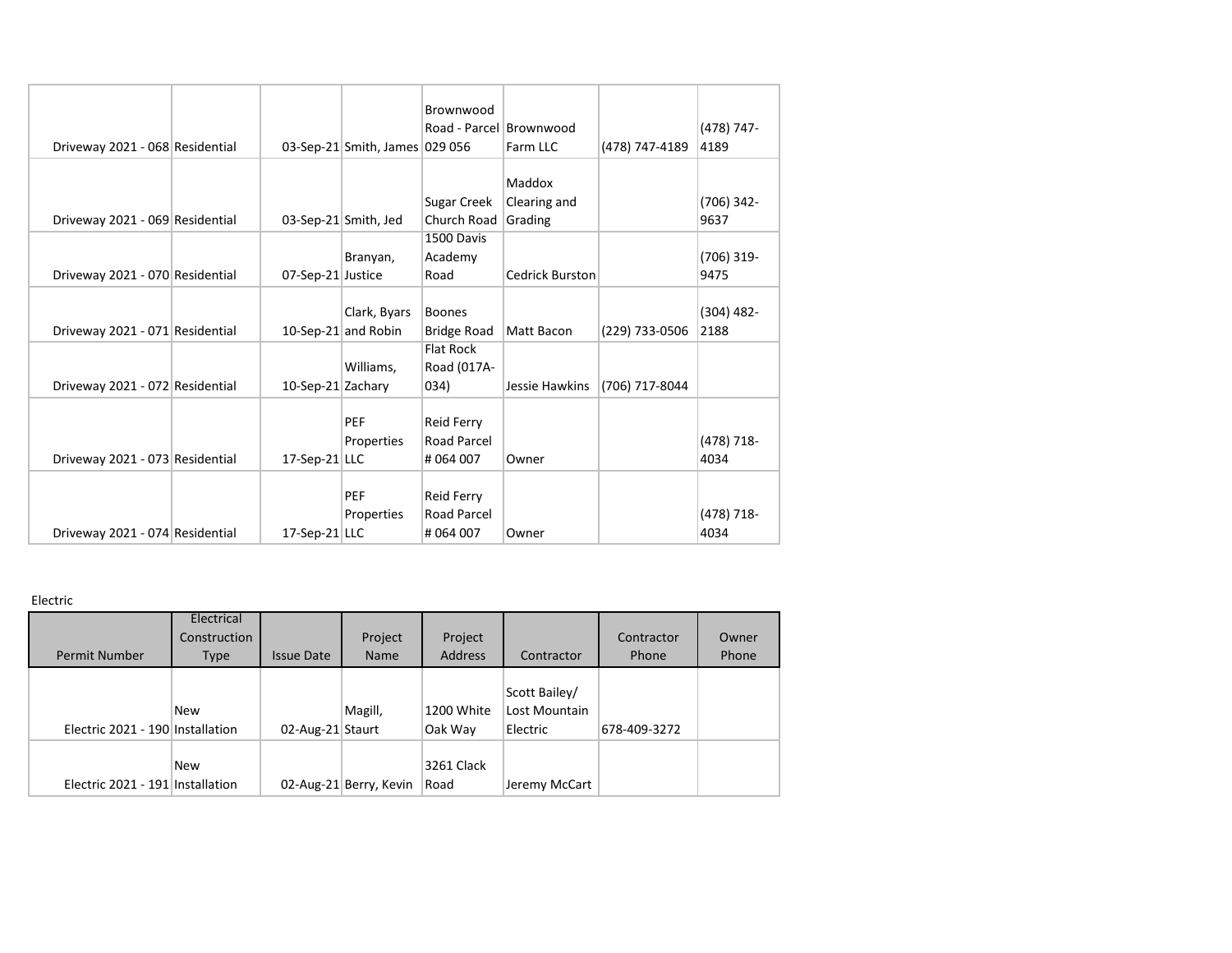| | | | | | | | |
|---|---|---|---|---|---|---|---|
| Driveway 2021 - 068 | Residential | 03-Sep-21 | Smith, James | Brownwood Road - Parcel 029 056 | Brownwood Farm LLC | (478) 747-4189 | (478) 747-4189 |
| Driveway 2021 - 069 | Residential | 03-Sep-21 | Smith, Jed | Sugar Creek Church Road | Maddox Clearing and Grading | | (706) 342-9637 |
| Driveway 2021 - 070 | Residential | 07-Sep-21 | Branyan, Justice | 1500 Davis Academy Road | Cedrick Burston | | (706) 319-9475 |
| Driveway 2021 - 071 | Residential | 10-Sep-21 | Clark, Byars and Robin | Boones Bridge Road | Matt Bacon | (229) 733-0506 | (304) 482-2188 |
| Driveway 2021 - 072 | Residential | 10-Sep-21 | Williams, Zachary | Flat Rock Road (017A-034) | Jessie Hawkins | (706) 717-8044 | |
| Driveway 2021 - 073 | Residential | 17-Sep-21 | PEF Properties LLC | Reid Ferry Road Parcel # 064 007 | Owner | | (478) 718-4034 |
| Driveway 2021 - 074 | Residential | 17-Sep-21 | PEF Properties LLC | Reid Ferry Road Parcel # 064 007 | Owner | | (478) 718-4034 |

Electric

| Permit Number | Electrical Construction Type | Issue Date | Project Name | Project Address | Contractor | Contractor Phone | Owner Phone |
|---|---|---|---|---|---|---|---|
| Electric 2021 - 190 | New Installation | 02-Aug-21 | Magill, Staurt | 1200 White Oak Way | Scott Bailey/ Lost Mountain Electric | 678-409-3272 | |
| Electric 2021 - 191 | New Installation | 02-Aug-21 | Berry, Kevin | 3261 Clack Road | Jeremy McCart | | |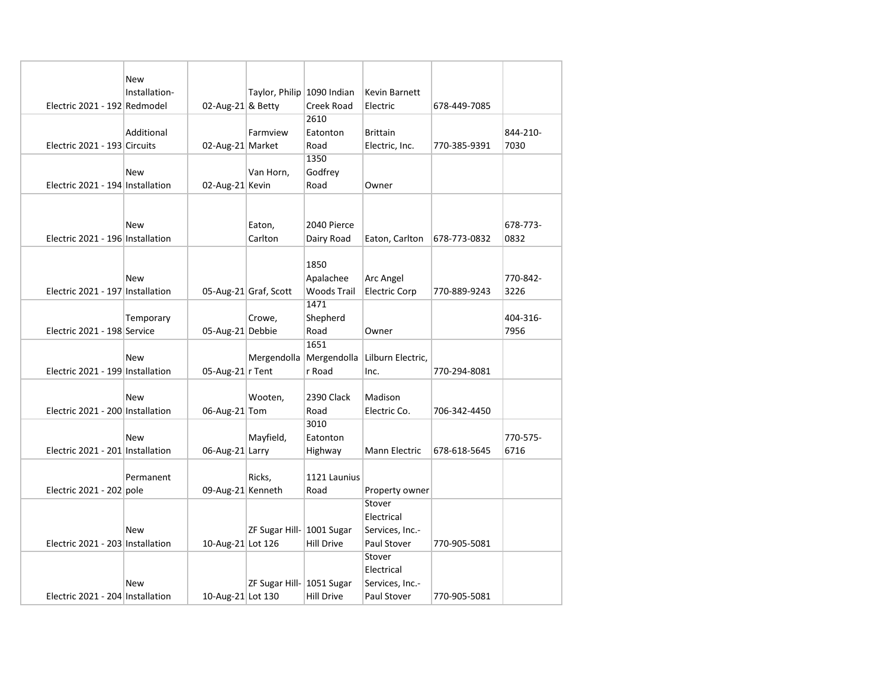| | | | | | | | |
|---|---|---|---|---|---|---|---|
| Electric 2021 - 192 | New Installation-Redmodel | 02-Aug-21 | Taylor, Philip & Betty | 1090 Indian Creek Road | Kevin Barnett Electric | 678-449-7085 | |
| Electric 2021 - 193 | Additional Circuits | 02-Aug-21 | Farmview Market | 2610 Eatonton Road | Brittain Electric, Inc. | 770-385-9391 | 844-210-7030 |
| Electric 2021 - 194 | New Installation | 02-Aug-21 | Van Horn, Kevin | 1350 Godfrey Road | Owner | | |
| Electric 2021 - 196 | New Installation | | Eaton, Carlton | 2040 Pierce Dairy Road | Eaton, Carlton | 678-773-0832 | 678-773-0832 |
| Electric 2021 - 197 | New Installation | 05-Aug-21 | Graf, Scott | 1850 Apalachee Woods Trail | Arc Angel Electric Corp | 770-889-9243 | 770-842-3226 |
| Electric 2021 - 198 | Temporary Service | 05-Aug-21 | Crowe, Debbie | 1471 Shepherd Road | Owner | | 404-316-7956 |
| Electric 2021 - 199 | New Installation | 05-Aug-21 | Mergendollar Tent | 1651 Mergendollar Road | Lilburn Electric, Inc. | 770-294-8081 | |
| Electric 2021 - 200 | New Installation | 06-Aug-21 | Wooten, Tom | 2390 Clack Road | Madison Electric Co. | 706-342-4450 | |
| Electric 2021 - 201 | New Installation | 06-Aug-21 | Mayfield, Larry | 3010 Eatonton Highway | Mann Electric | 678-618-5645 | 770-575-6716 |
| Electric 2021 - 202 | Permanent pole | 09-Aug-21 | Ricks, Kenneth | 1121 Launius Road | Property owner | | |
| Electric 2021 - 203 | New Installation | 10-Aug-21 | ZF Sugar Hill-Lot 126 | 1001 Sugar Hill Drive | Stover Electrical Services, Inc.-Paul Stover | 770-905-5081 | |
| Electric 2021 - 204 | New Installation | 10-Aug-21 | ZF Sugar Hill-Lot 130 | 1051 Sugar Hill Drive | Stover Electrical Services, Inc.-Paul Stover | 770-905-5081 | |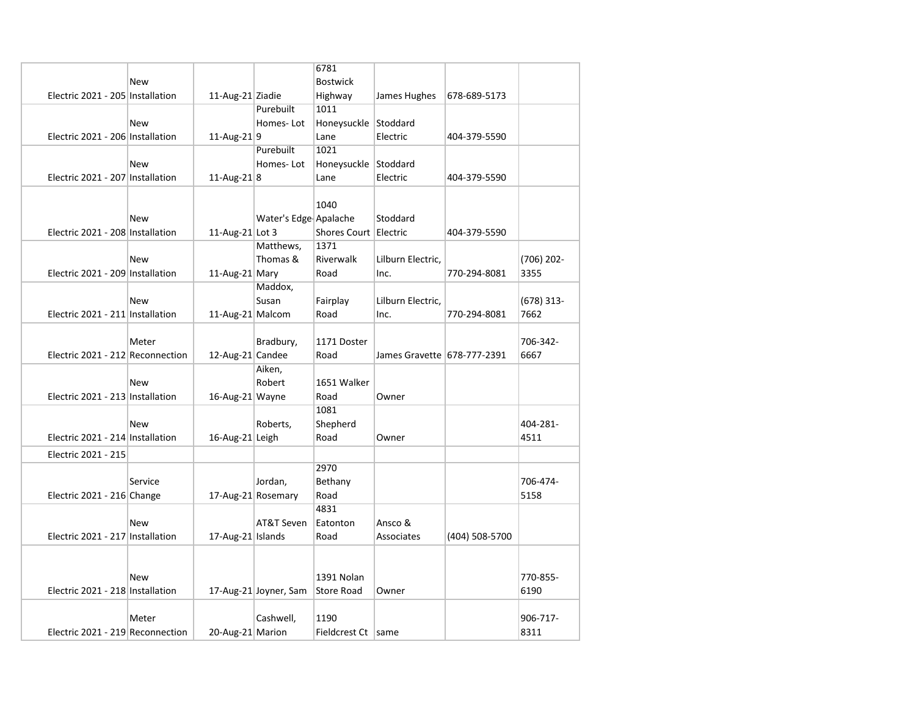| | | | | | | | |
|---|---|---|---|---|---|---|---|
| Electric 2021 - 205 | New Installation | 11-Aug-21 | Ziadie | 6781 Bostwick Highway | James Hughes | 678-689-5173 | |
| Electric 2021 - 206 | New Installation | 11-Aug-21 | Purebuilt Homes- Lot 9 | 1011 Honeysuckle Lane | Stoddard Electric | 404-379-5590 | |
| Electric 2021 - 207 | New Installation | 11-Aug-21 | Purebuilt Homes- Lot 8 | 1021 Honeysuckle Lane | Stoddard Electric | 404-379-5590 | |
| Electric 2021 - 208 | New Installation | 11-Aug-21 | Water's Edge- Lot 3 | 1040 Apalache Shores Court | Stoddard Electric | 404-379-5590 | |
| Electric 2021 - 209 | New Installation | 11-Aug-21 | Matthews, Thomas & Mary | 1371 Riverwalk Road | Lilburn Electric, Inc. | 770-294-8081 | (706) 202-3355 |
| Electric 2021 - 211 | New Installation | 11-Aug-21 | Maddox, Susan Malcom | Fairplay Road | Lilburn Electric, Inc. | 770-294-8081 | (678) 313-7662 |
| Electric 2021 - 212 | Meter Reconnection | 12-Aug-21 | Bradbury, Candee | 1171 Doster Road | James Gravette | 678-777-2391 | 706-342-6667 |
| Electric 2021 - 213 | New Installation | 16-Aug-21 | Aiken, Robert Wayne | 1651 Walker Road | Owner | | |
| Electric 2021 - 214 | New Installation | 16-Aug-21 | Roberts, Leigh | 1081 Shepherd Road | Owner | | 404-281-4511 |
| Electric 2021 - 215 | | | | | | | |
| Electric 2021 - 216 | Service Change | 17-Aug-21 | Jordan, Rosemary | 2970 Bethany Road | | | 706-474-5158 |
| Electric 2021 - 217 | New Installation | 17-Aug-21 | AT&T Seven Islands | 4831 Eatonton Road | Ansco & Associates | (404) 508-5700 | |
| Electric 2021 - 218 | New Installation | 17-Aug-21 | Joyner, Sam | 1391 Nolan Store Road | Owner | | 770-855-6190 |
| Electric 2021 - 219 | Meter Reconnection | 20-Aug-21 | Cashwell, Marion | 1190 Fieldcrest Ct | same | | 906-717-8311 |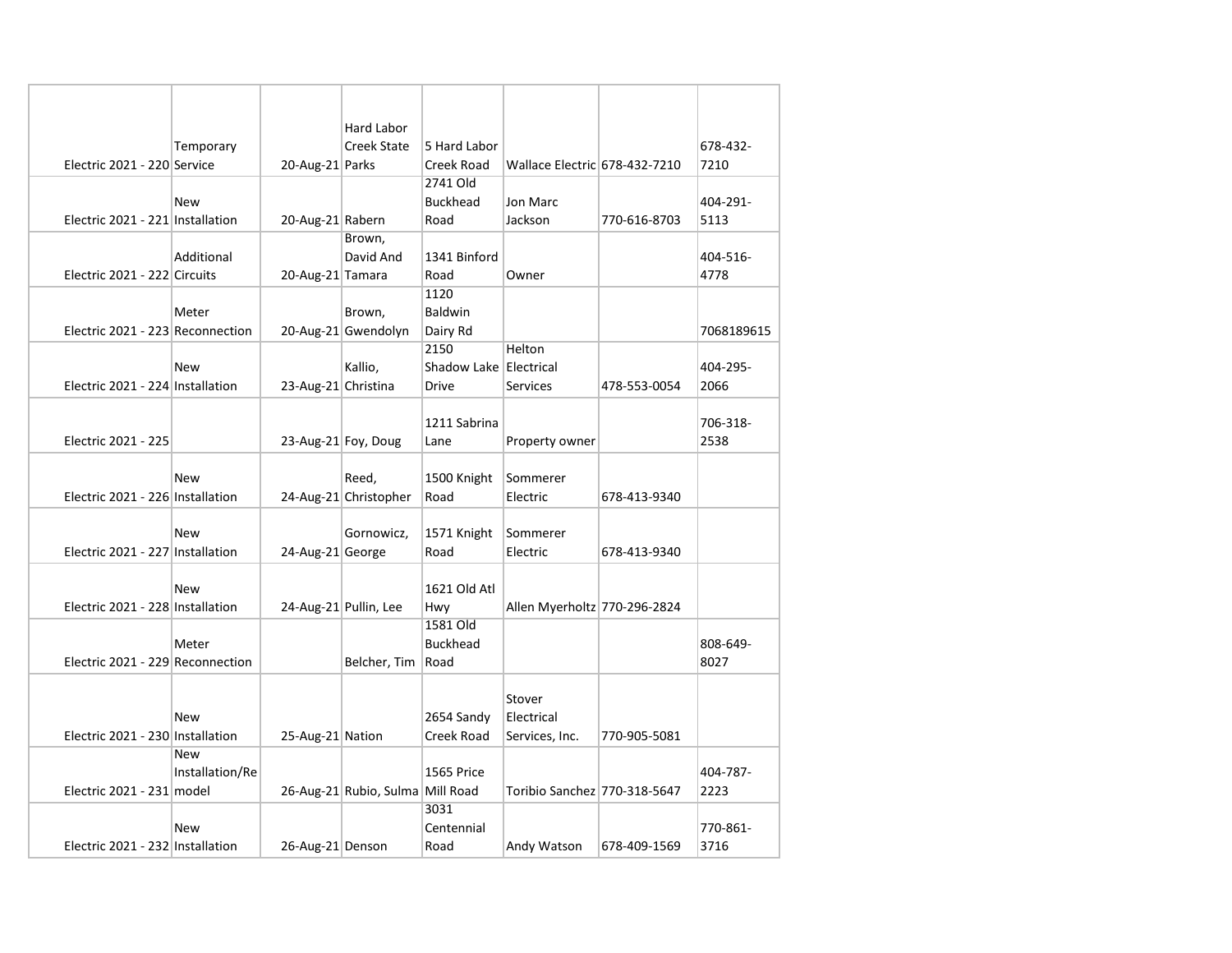| | | | | | | | |
|---|---|---|---|---|---|---|---|
| Electric 2021 - 220 | Temporary Service | 20-Aug-21 | Hard Labor Creek State Parks | 5 Hard Labor Creek Road | Wallace Electric | 678-432-7210 | 678-432-7210 |
| Electric 2021 - 221 | New Installation | 20-Aug-21 | Rabern | 2741 Old Buckhead Road | Jon Marc Jackson | 770-616-8703 | 404-291-5113 |
| Electric 2021 - 222 | Additional Circuits | 20-Aug-21 | Brown, David And Tamara | 1341 Binford Road | Owner | | 404-516-4778 |
| Electric 2021 - 223 | Meter Reconnection | 20-Aug-21 | Brown, Gwendolyn | 1120 Baldwin Dairy Rd | | | 7068189615 |
| Electric 2021 - 224 | New Installation | 23-Aug-21 | Kallio, Christina | 2150 Shadow Lake Drive | Helton Electrical Services | 478-553-0054 | 404-295-2066 |
| Electric 2021 - 225 | | 23-Aug-21 | Foy, Doug | 1211 Sabrina Lane | Property owner | | 706-318-2538 |
| Electric 2021 - 226 | New Installation | 24-Aug-21 | Reed, Christopher | 1500 Knight Road | Sommerer Electric | 678-413-9340 | |
| Electric 2021 - 227 | New Installation | 24-Aug-21 | Gornowicz, George | 1571 Knight Road | Sommerer Electric | 678-413-9340 | |
| Electric 2021 - 228 | New Installation | 24-Aug-21 | Pullin, Lee | 1621 Old Atl Hwy | Allen Myerholtz | 770-296-2824 | |
| Electric 2021 - 229 | Meter Reconnection | | Belcher, Tim | 1581 Old Buckhead Road | | | 808-649-8027 |
| Electric 2021 - 230 | New Installation | 25-Aug-21 | Nation | 2654 Sandy Creek Road | Stover Electrical Services, Inc. | 770-905-5081 | |
| Electric 2021 - 231 | New Installation/Remodel | 26-Aug-21 | Rubio, Sulma | 1565 Price Mill Road | Toribio Sanchez | 770-318-5647 | 404-787-2223 |
| Electric 2021 - 232 | New Installation | 26-Aug-21 | Denson | 3031 Centennial Road | Andy Watson | 678-409-1569 | 770-861-3716 |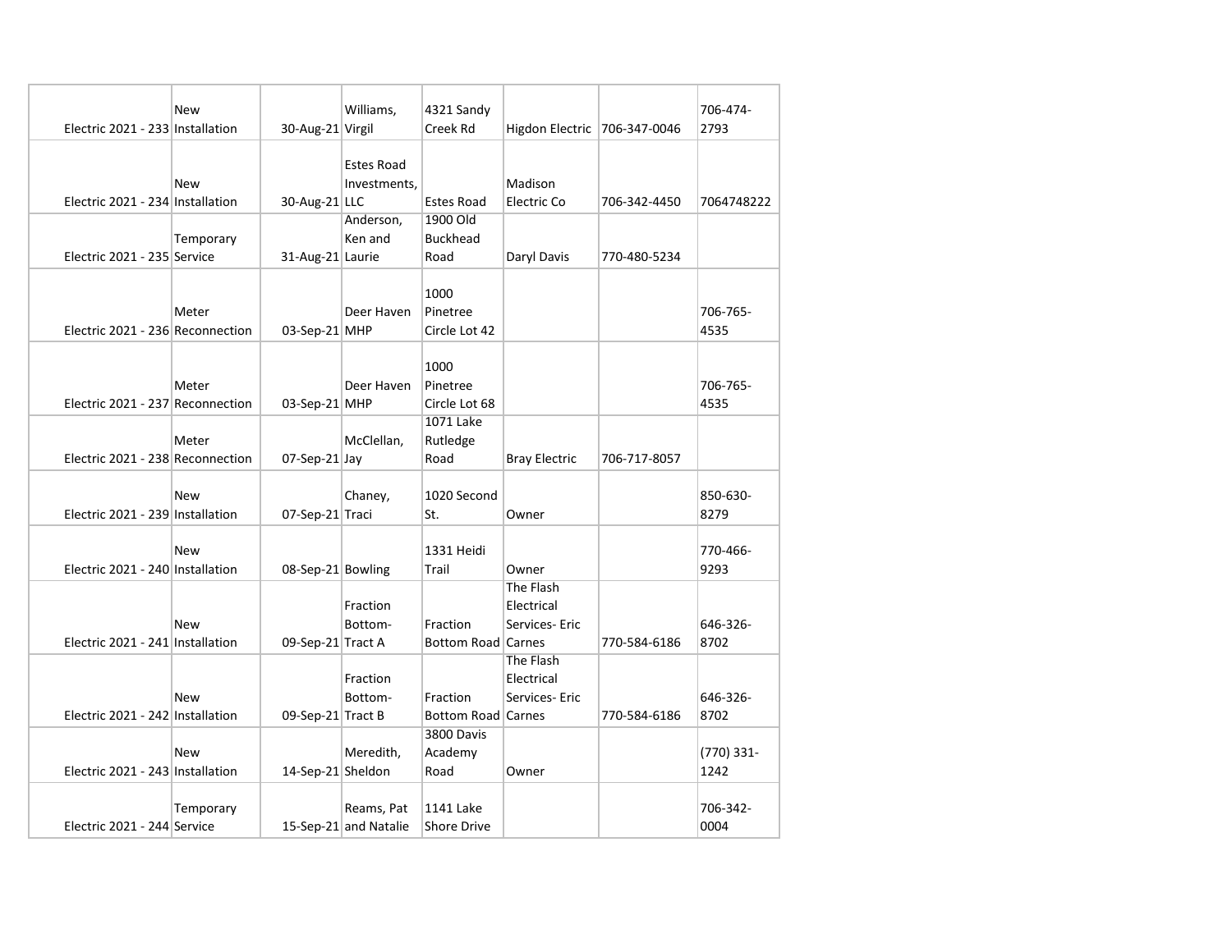| | | | | | | | |
|---|---|---|---|---|---|---|---|
| Electric 2021 - 233 | New Installation | 30-Aug-21 | Williams, Virgil | 4321 Sandy Creek Rd | Higdon Electric | 706-347-0046 | 706-474-2793 |
| Electric 2021 - 234 | New Installation | 30-Aug-21 | Estes Road Investments, LLC | Estes Road | Madison Electric Co | 706-342-4450 | 7064748222 |
| Electric 2021 - 235 | Temporary Service | 31-Aug-21 | Anderson, Ken and Laurie | 1900 Old Buckhead Road | Daryl Davis | 770-480-5234 | |
| Electric 2021 - 236 | Meter Reconnection | 03-Sep-21 | Deer Haven MHP | 1000 Pinetree Circle Lot 42 | | | 706-765-4535 |
| Electric 2021 - 237 | Meter Reconnection | 03-Sep-21 | Deer Haven MHP | 1000 Pinetree Circle Lot 68 | | | 706-765-4535 |
| Electric 2021 - 238 | Meter Reconnection | 07-Sep-21 | McClellan, Jay | 1071 Lake Rutledge Road | Bray Electric | 706-717-8057 | |
| Electric 2021 - 239 | New Installation | 07-Sep-21 | Chaney, Traci | 1020 Second St. | Owner | | 850-630-8279 |
| Electric 2021 - 240 | New Installation | 08-Sep-21 | Bowling | 1331 Heidi Trail | Owner | | 770-466-9293 |
| Electric 2021 - 241 | New Installation | 09-Sep-21 | Fraction Bottom-Tract A | Fraction Bottom Road | The Flash Electrical Services- Eric Carnes | 770-584-6186 | 646-326-8702 |
| Electric 2021 - 242 | New Installation | 09-Sep-21 | Fraction Bottom-Tract B | Fraction Bottom Road | The Flash Electrical Services- Eric Carnes | 770-584-6186 | 646-326-8702 |
| Electric 2021 - 243 | New Installation | 14-Sep-21 | Meredith, Sheldon | 3800 Davis Academy Road | Owner | | (770) 331-1242 |
| Electric 2021 - 244 | Temporary Service | 15-Sep-21 | Reams, Pat and Natalie | 1141 Lake Shore Drive | | | 706-342-0004 |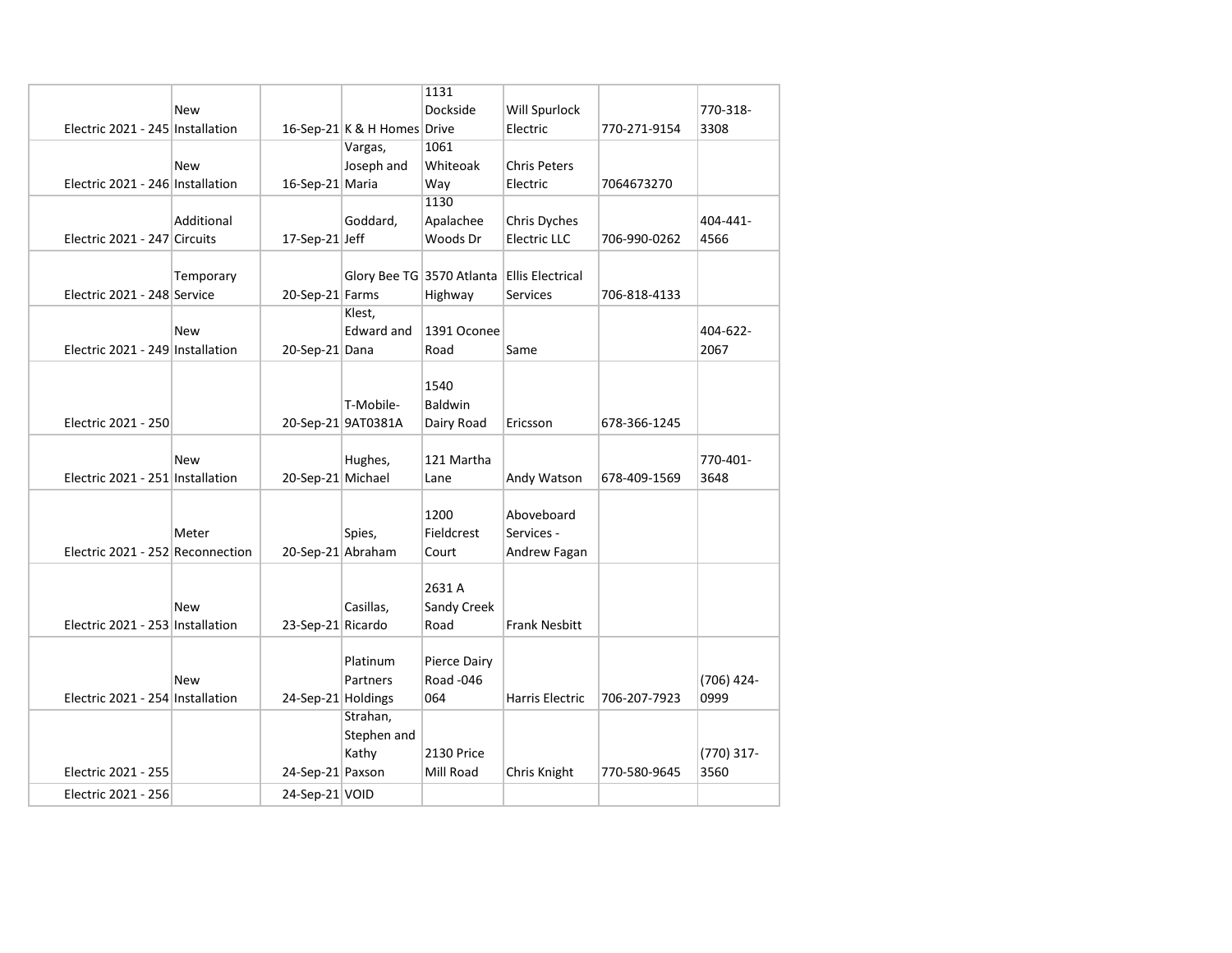| | | | | | | | |
|---|---|---|---|---|---|---|---|
| Electric 2021 - 245 | New Installation | 16-Sep-21 | K & H Homes | 1131 Dockside Drive | Will Spurlock Electric | 770-271-9154 | 770-318-3308 |
| Electric 2021 - 246 | New Installation | 16-Sep-21 | Vargas, Joseph and Maria | 1061 Whiteoak Way | Chris Peters Electric | 7064673270 | |
| Electric 2021 - 247 | Additional Circuits | 17-Sep-21 | Goddard, Jeff | 1130 Apalachee Woods Dr | Chris Dyches Electric LLC | 706-990-0262 | 404-441-4566 |
| Electric 2021 - 248 | Temporary Service | 20-Sep-21 | Glory Bee TG Farms | 3570 Atlanta Highway | Ellis Electrical Services | 706-818-4133 | |
| Electric 2021 - 249 | New Installation | 20-Sep-21 | Klest, Edward and Dana | 1391 Oconee Road | Same | | 404-622-2067 |
| Electric 2021 - 250 | | 20-Sep-21 | T-Mobile-9AT0381A | 1540 Baldwin Dairy Road | Ericsson | 678-366-1245 | |
| Electric 2021 - 251 | New Installation | 20-Sep-21 | Hughes, Michael | 121 Martha Lane | Andy Watson | 678-409-1569 | 770-401-3648 |
| Electric 2021 - 252 | Meter Reconnection | 20-Sep-21 | Spies, Abraham | 1200 Fieldcrest Court | Aboveboard Services - Andrew Fagan | | |
| Electric 2021 - 253 | New Installation | 23-Sep-21 | Casillas, Ricardo | 2631 A Sandy Creek Road | Frank Nesbitt | | |
| Electric 2021 - 254 | New Installation | 24-Sep-21 | Platinum Partners Holdings | Pierce Dairy Road -046 064 | Harris Electric | 706-207-7923 | (706) 424-0999 |
| Electric 2021 - 255 | | 24-Sep-21 | Strahan, Stephen and Kathy Paxson | 2130 Price Mill Road | Chris Knight | 770-580-9645 | (770) 317-3560 |
| Electric 2021 - 256 | | 24-Sep-21 | VOID | | | | |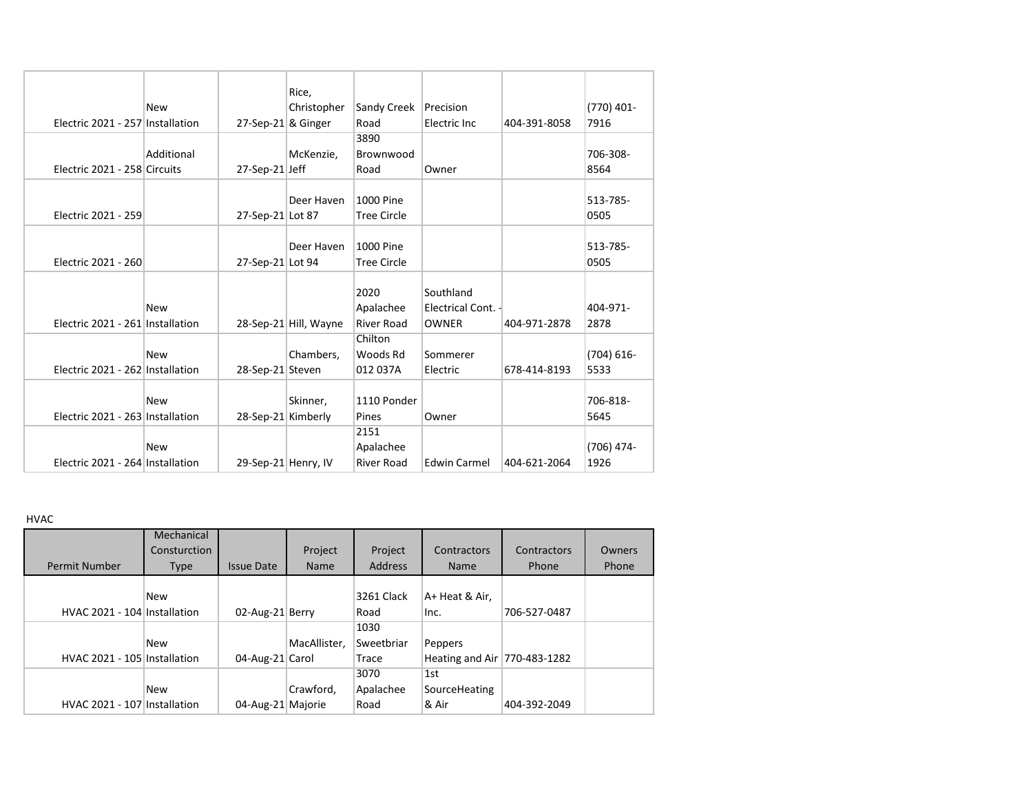| | | | | | | | |
|---|---|---|---|---|---|---|---|
| Electric 2021 - 257 | New Installation | 27-Sep-21 | Rice, Christopher & Ginger | Sandy Creek Road | Precision Electric Inc | 404-391-8058 | (770) 401-7916 |
| Electric 2021 - 258 | Additional Circuits | 27-Sep-21 | McKenzie, Jeff | 3890 Brownwood Road | Owner | | 706-308-8564 |
| Electric 2021 - 259 | | 27-Sep-21 | Deer Haven Lot 87 | 1000 Pine Tree Circle | | | 513-785-0505 |
| Electric 2021 - 260 | | 27-Sep-21 | Deer Haven Lot 94 | 1000 Pine Tree Circle | | | 513-785-0505 |
| Electric 2021 - 261 | New Installation | 28-Sep-21 | Hill, Wayne | 2020 Apalachee River Road | Southland Electrical Cont. - OWNER | 404-971-2878 | 404-971-2878 |
| Electric 2021 - 262 | New Installation | 28-Sep-21 | Chambers, Steven | Chilton Woods Rd 012 037A | Sommerer Electric | 678-414-8193 | (704) 616-5533 |
| Electric 2021 - 263 | New Installation | 28-Sep-21 | Skinner, Kimberly | 1110 Ponder Pines | Owner | | 706-818-5645 |
| Electric 2021 - 264 | New Installation | 29-Sep-21 | Henry, IV | 2151 Apalachee River Road | Edwin Carmel | 404-621-2064 | (706) 474-1926 |

HVAC

| Permit Number | Mechanical Consturction Type | Issue Date | Project Name | Project Address | Contractors Name | Contractors Phone | Owners Phone |
|---|---|---|---|---|---|---|---|
| HVAC 2021 - 104 | New Installation | 02-Aug-21 | Berry | 3261 Clack Road | A+ Heat & Air, Inc. | 706-527-0487 | |
| HVAC 2021 - 105 | New Installation | 04-Aug-21 | MacAllister, Carol | 1030 Sweetbriar Trace | Peppers Heating and Air | 770-483-1282 | |
| HVAC 2021 - 107 | New Installation | 04-Aug-21 | Crawford, Majorie | 3070 Apalachee Road | 1st SourceHeating & Air | 404-392-2049 | |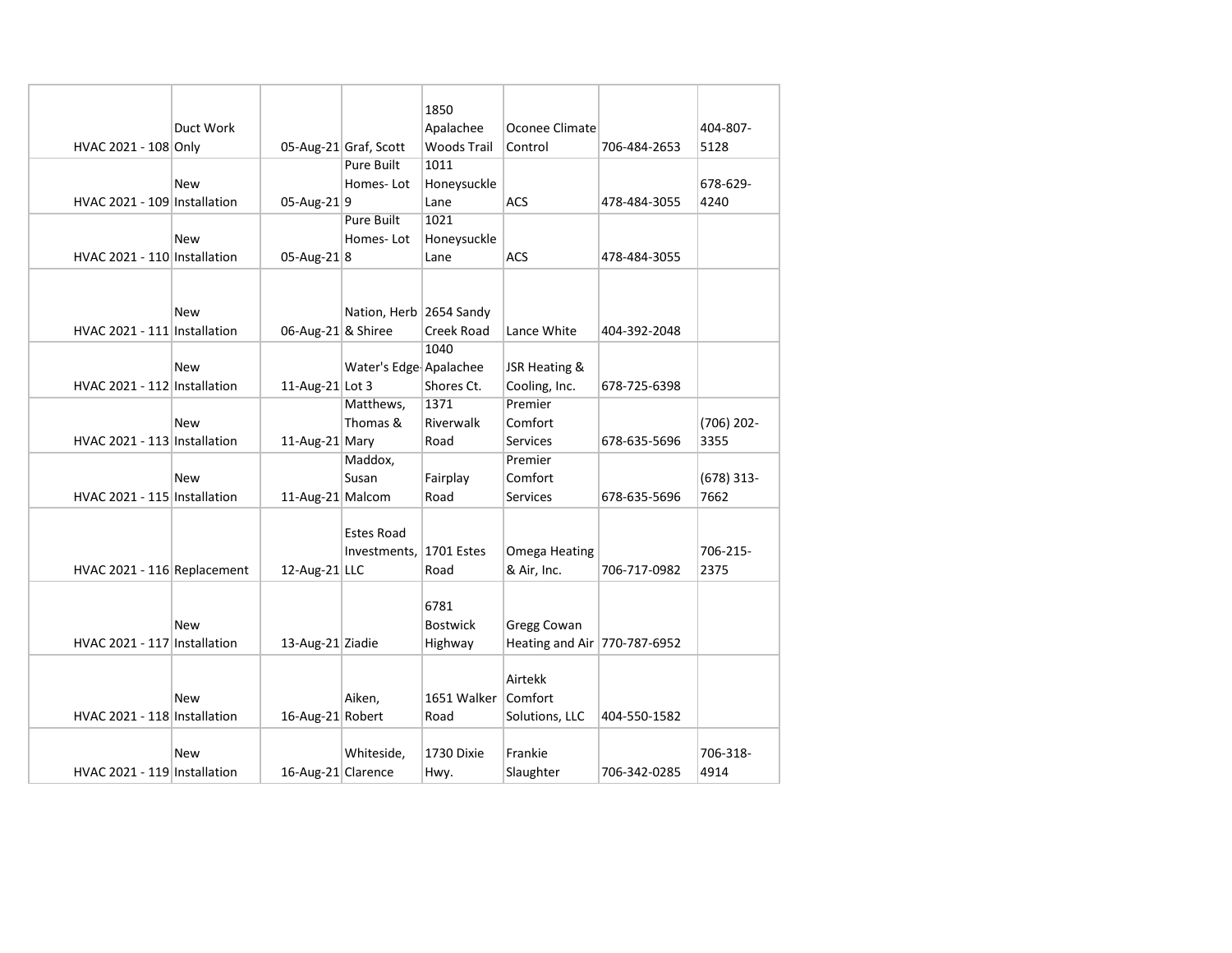| | | | | | | | |
|---|---|---|---|---|---|---|---|
| HVAC 2021 - 108 | Duct Work Only | 05-Aug-21 | Graf, Scott | 1850 Apalachee Woods Trail | Oconee Climate Control | 706-484-2653 | 404-807-5128 |
| HVAC 2021 - 109 | New Installation | 05-Aug-21 | Pure Built Homes- Lot 9 | 1011 Honeysuckle Lane | ACS | 478-484-3055 | 678-629-4240 |
| HVAC 2021 - 110 | New Installation | 05-Aug-21 | Pure Built Homes- Lot 8 | 1021 Honeysuckle Lane | ACS | 478-484-3055 | |
| HVAC 2021 - 111 | New Installation | 06-Aug-21 | Nation, Herb & Shiree | 2654 Sandy Creek Road | Lance White | 404-392-2048 | |
| HVAC 2021 - 112 | New Installation | 11-Aug-21 | Water's Edge- Lot 3 | 1040 Apalachee Shores Ct. | JSR Heating & Cooling, Inc. | 678-725-6398 | |
| HVAC 2021 - 113 | New Installation | 11-Aug-21 | Matthews, Thomas & Mary | 1371 Riverwalk Road | Premier Comfort Services | 678-635-5696 | (706) 202-3355 |
| HVAC 2021 - 115 | New Installation | 11-Aug-21 | Maddox, Susan Malcom | Fairplay Road | Premier Comfort Services | 678-635-5696 | (678) 313-7662 |
| HVAC 2021 - 116 | Replacement | 12-Aug-21 | Estes Road Investments, LLC | 1701 Estes Road | Omega Heating & Air, Inc. | 706-717-0982 | 706-215-2375 |
| HVAC 2021 - 117 | New Installation | 13-Aug-21 | Ziadie | 6781 Bostwick Highway | Gregg Cowan Heating and Air | 770-787-6952 | |
| HVAC 2021 - 118 | New Installation | 16-Aug-21 | Aiken, Robert | 1651 Walker Road | Airtekk Comfort Solutions, LLC | 404-550-1582 | |
| HVAC 2021 - 119 | New Installation | 16-Aug-21 | Whiteside, Clarence | 1730 Dixie Hwy. | Frankie Slaughter | 706-342-0285 | 706-318-4914 |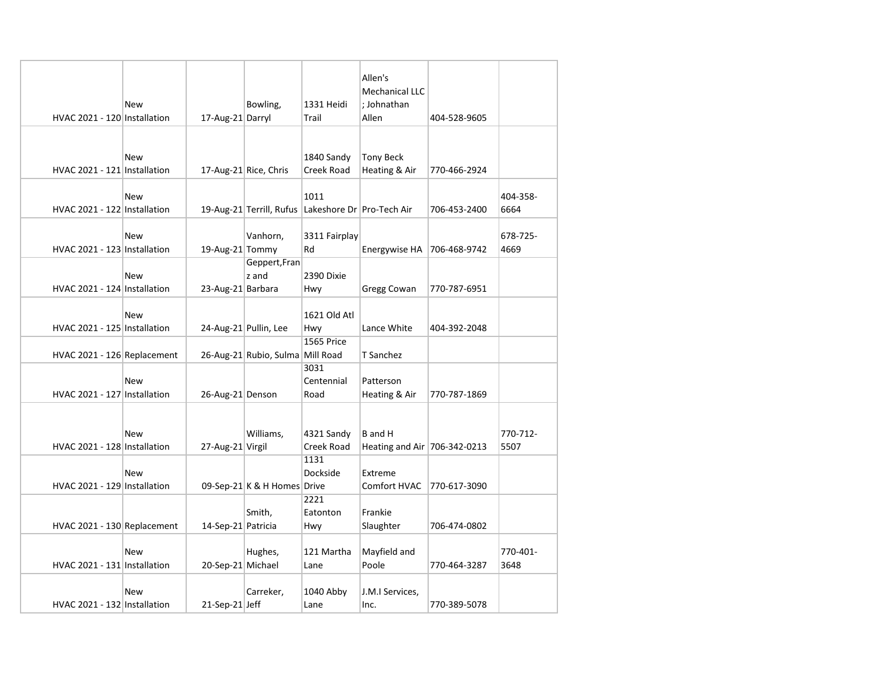| | | | | | | | |
|---|---|---|---|---|---|---|---|
| HVAC 2021 - 120 | New Installation | 17-Aug-21 | Bowling, Darryl | 1331 Heidi Trail | Allen's Mechanical LLC ; Johnathan Allen | 404-528-9605 | |
| HVAC 2021 - 121 | New Installation | 17-Aug-21 | Rice, Chris | 1840 Sandy Creek Road | Tony Beck Heating & Air | 770-466-2924 | |
| HVAC 2021 - 122 | New Installation | 19-Aug-21 | Terrill, Rufus | 1011 Lakeshore Dr | Pro-Tech Air | 706-453-2400 | 404-358-6664 |
| HVAC 2021 - 123 | New Installation | 19-Aug-21 | Vanhorn, Tommy | 3311 Fairplay Rd | Energywise HA | 706-468-9742 | 678-725-4669 |
| HVAC 2021 - 124 | New Installation | 23-Aug-21 | Geppert,Franz and Barbara | 2390 Dixie Hwy | Gregg Cowan | 770-787-6951 | |
| HVAC 2021 - 125 | New Installation | 24-Aug-21 | Pullin, Lee | 1621 Old Atl Hwy | Lance White | 404-392-2048 | |
| HVAC 2021 - 126 | Replacement | 26-Aug-21 | Rubio, Sulma | 1565 Price Mill Road | T Sanchez | | |
| HVAC 2021 - 127 | New Installation | 26-Aug-21 | Denson | 3031 Centennial Road | Patterson Heating & Air | 770-787-1869 | |
| HVAC 2021 - 128 | New Installation | 27-Aug-21 | Williams, Virgil | 4321 Sandy Creek Road | B and H Heating and Air | 706-342-0213 | 770-712-5507 |
| HVAC 2021 - 129 | New Installation | 09-Sep-21 | K & H Homes | 1131 Dockside Drive | Extreme Comfort HVAC | 770-617-3090 | |
| HVAC 2021 - 130 | Replacement | 14-Sep-21 | Smith, Patricia | 2221 Eatonton Hwy | Frankie Slaughter | 706-474-0802 | |
| HVAC 2021 - 131 | New Installation | 20-Sep-21 | Hughes, Michael | 121 Martha Lane | Mayfield and Poole | 770-464-3287 | 770-401-3648 |
| HVAC 2021 - 132 | New Installation | 21-Sep-21 | Carreker, Jeff | 1040 Abby Lane | J.M.I Services, Inc. | 770-389-5078 | |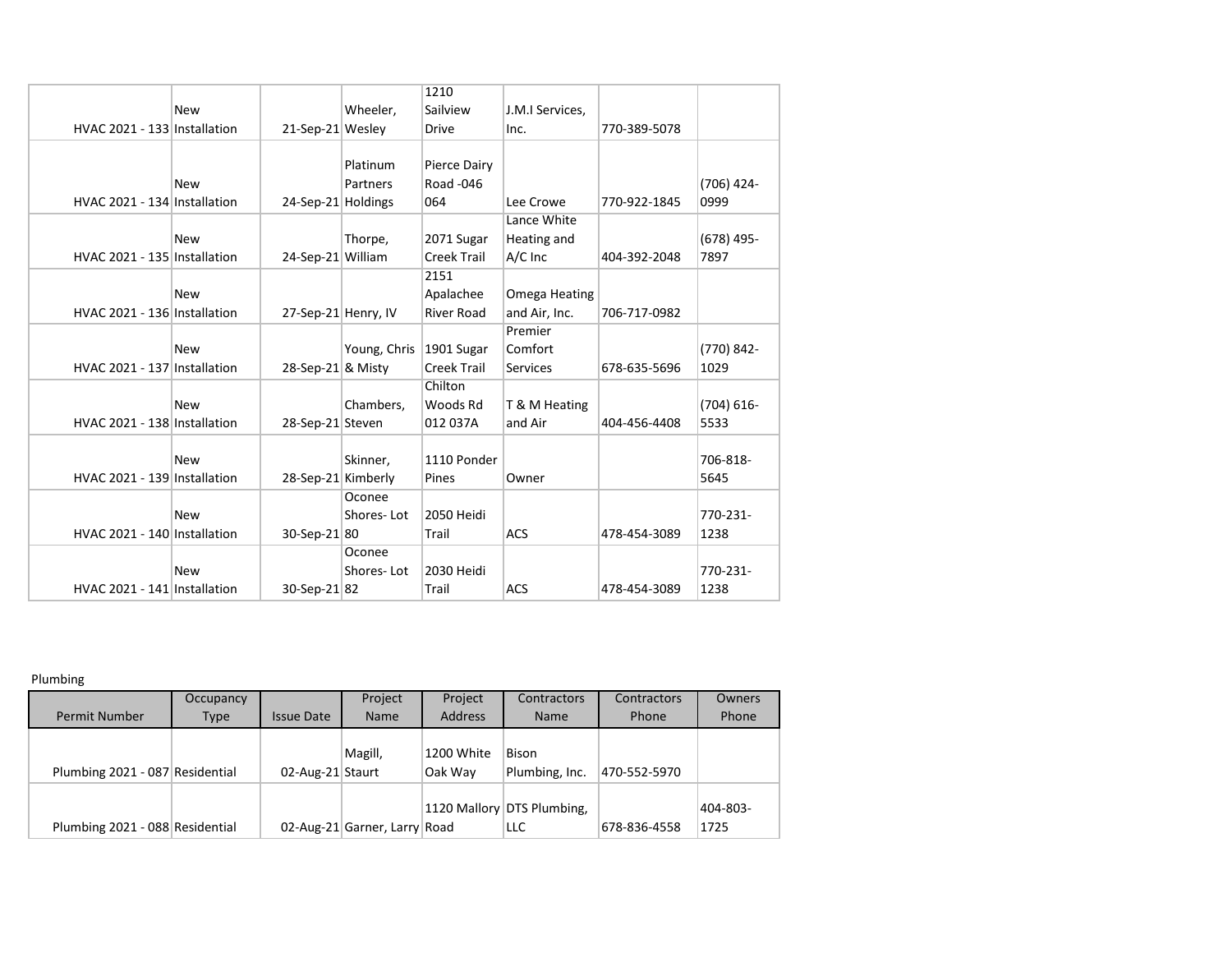| | | | | | | | |
|---|---|---|---|---|---|---|---|
| HVAC 2021 - 133 | New Installation | 21-Sep-21 | Wheeler, Wesley | 1210 Sailview Drive | J.M.I Services, Inc. | 770-389-5078 | |
| HVAC 2021 - 134 | New Installation | 24-Sep-21 | Platinum Partners Holdings | Pierce Dairy Road -046 064 | Lee Crowe | 770-922-1845 | (706) 424-0999 |
| HVAC 2021 - 135 | New Installation | 24-Sep-21 | Thorpe, William | 2071 Sugar Creek Trail | Lance White Heating and A/C Inc | 404-392-2048 | (678) 495-7897 |
| HVAC 2021 - 136 | New Installation | 27-Sep-21 | Henry, IV | 2151 Apalachee River Road | Omega Heating and Air, Inc. | 706-717-0982 | |
| HVAC 2021 - 137 | New Installation | 28-Sep-21 | Young, Chris & Misty | 1901 Sugar Creek Trail | Premier Comfort Services | 678-635-5696 | (770) 842-1029 |
| HVAC 2021 - 138 | New Installation | 28-Sep-21 | Chambers, Steven | Chilton Woods Rd 012 037A | T & M Heating and Air | 404-456-4408 | (704) 616-5533 |
| HVAC 2021 - 139 | New Installation | 28-Sep-21 | Skinner, Kimberly | 1110 Ponder Pines | Owner | | 706-818-5645 |
| HVAC 2021 - 140 | New Installation | 30-Sep-21 | Oconee Shores- Lot 80 | 2050 Heidi Trail | ACS | 478-454-3089 | 770-231-1238 |
| HVAC 2021 - 141 | New Installation | 30-Sep-21 | Oconee Shores- Lot 82 | 2030 Heidi Trail | ACS | 478-454-3089 | 770-231-1238 |

Plumbing

| Permit Number | Occupancy Type | Issue Date | Project Name | Project Address | Contractors Name | Contractors Phone | Owners Phone |
|---|---|---|---|---|---|---|---|
| Plumbing 2021 - 087 | Residential | 02-Aug-21 | Magill, Staurt | 1200 White Oak Way | Bison Plumbing, Inc. | 470-552-5970 | |
| Plumbing 2021 - 088 | Residential | 02-Aug-21 | Garner, Larry | 1120 Mallory Road | DTS Plumbing, LLC | 678-836-4558 | 404-803-1725 |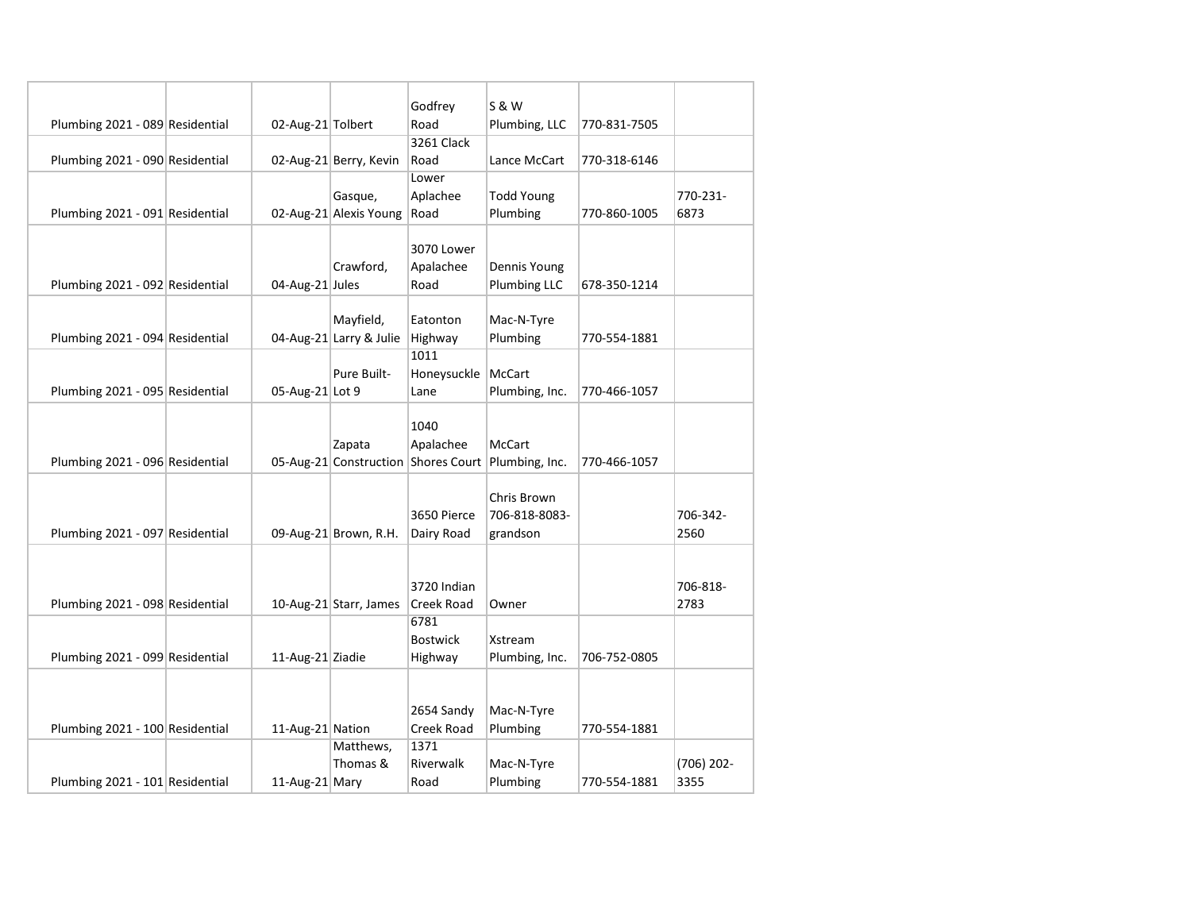| | | | | | | | |
|---|---|---|---|---|---|---|---|
| Plumbing 2021 - 089 | Residential | 02-Aug-21 | Tolbert | Godfrey Road | S & W Plumbing, LLC | 770-831-7505 | |
| Plumbing 2021 - 090 | Residential | 02-Aug-21 | Berry, Kevin | 3261 Clack Road | Lance McCart | 770-318-6146 | |
| Plumbing 2021 - 091 | Residential | 02-Aug-21 | Gasque, Alexis Young | Lower Aplachee Road | Todd Young Plumbing | 770-860-1005 | 770-231-6873 |
| Plumbing 2021 - 092 | Residential | 04-Aug-21 | Crawford, Jules | 3070 Lower Apalachee Road | Dennis Young Plumbing LLC | 678-350-1214 | |
| Plumbing 2021 - 094 | Residential | 04-Aug-21 | Mayfield, Larry & Julie | Eatonton Highway | Mac-N-Tyre Plumbing | 770-554-1881 | |
| Plumbing 2021 - 095 | Residential | 05-Aug-21 | Pure Built-Lot 9 | 1011 Honeysuckle Lane | McCart Plumbing, Inc. | 770-466-1057 | |
| Plumbing 2021 - 096 | Residential | 05-Aug-21 | Zapata Construction | 1040 Apalachee Shores Court | McCart Plumbing, Inc. | 770-466-1057 | |
| Plumbing 2021 - 097 | Residential | 09-Aug-21 | Brown, R.H. | 3650 Pierce Dairy Road | Chris Brown 706-818-8083-grandson | | 706-342-2560 |
| Plumbing 2021 - 098 | Residential | 10-Aug-21 | Starr, James | 3720 Indian Creek Road | Owner | | 706-818-2783 |
| Plumbing 2021 - 099 | Residential | 11-Aug-21 | Ziadie | 6781 Bostwick Highway | Xstream Plumbing, Inc. | 706-752-0805 | |
| Plumbing 2021 - 100 | Residential | 11-Aug-21 | Nation | 2654 Sandy Creek Road | Mac-N-Tyre Plumbing | 770-554-1881 | |
| Plumbing 2021 - 101 | Residential | 11-Aug-21 | Matthews, Thomas & Mary | 1371 Riverwalk Road | Mac-N-Tyre Plumbing | 770-554-1881 | (706) 202-3355 |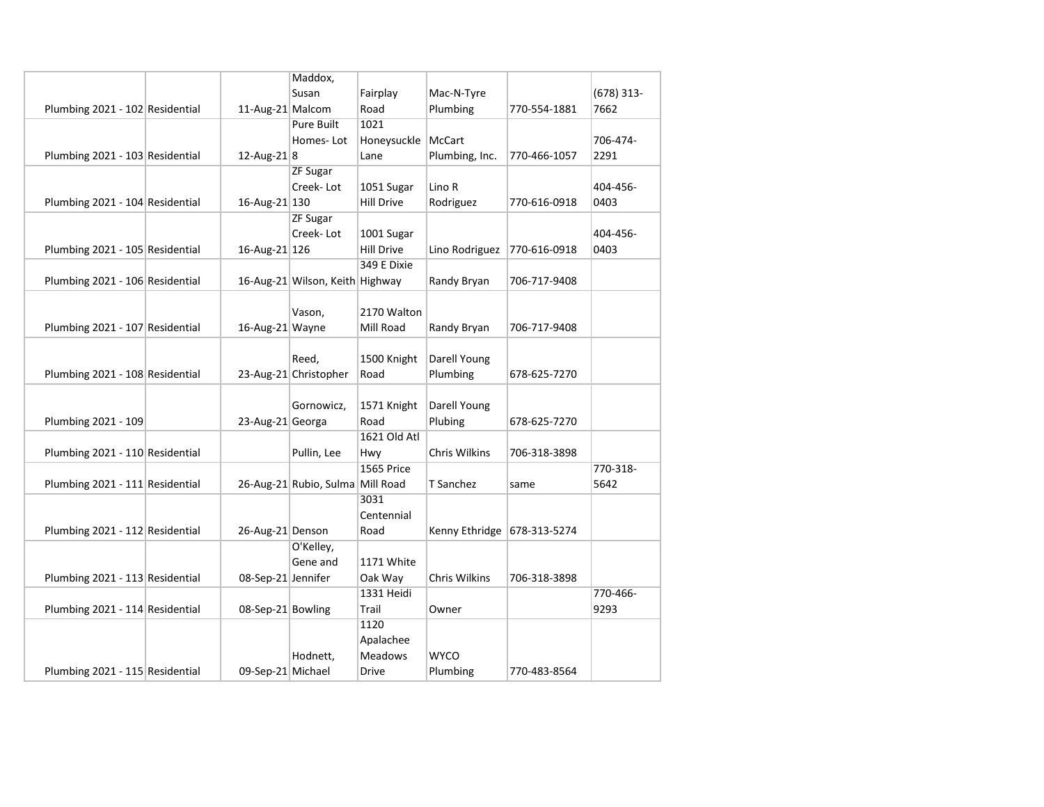| | | | | | | | |
|---|---|---|---|---|---|---|---|
| Plumbing 2021 - 102 | Residential | 11-Aug-21 | Maddox, Susan Malcom | Fairplay Road | Mac-N-Tyre Plumbing | 770-554-1881 | (678) 313-7662 |
| Plumbing 2021 - 103 | Residential | 12-Aug-21 | Pure Built Homes- Lot 8 | 1021 Honeysuckle Lane | McCart Plumbing, Inc. | 770-466-1057 | 706-474-2291 |
| Plumbing 2021 - 104 | Residential | 16-Aug-21 | ZF Sugar Creek- Lot 130 | 1051 Sugar Hill Drive | Lino R Rodriguez | 770-616-0918 | 404-456-0403 |
| Plumbing 2021 - 105 | Residential | 16-Aug-21 | ZF Sugar Creek- Lot 126 | 1001 Sugar Hill Drive | Lino Rodriguez | 770-616-0918 | 404-456-0403 |
| Plumbing 2021 - 106 | Residential | 16-Aug-21 | Wilson, Keith | 349 E Dixie Highway | Randy Bryan | 706-717-9408 | |
| Plumbing 2021 - 107 | Residential | 16-Aug-21 | Vason, Wayne | 2170 Walton Mill Road | Randy Bryan | 706-717-9408 | |
| Plumbing 2021 - 108 | Residential | 23-Aug-21 | Reed, Christopher | 1500 Knight Road | Darell Young Plumbing | 678-625-7270 | |
| Plumbing 2021 - 109 | | 23-Aug-21 | Gornowicz, Georga | 1571 Knight Road | Darell Young Plubing | 678-625-7270 | |
| Plumbing 2021 - 110 | Residential | | Pullin, Lee | 1621 Old Atl Hwy | Chris Wilkins | 706-318-3898 | |
| Plumbing 2021 - 111 | Residential | 26-Aug-21 | Rubio, Sulma | 1565 Price Mill Road | T Sanchez | same | 770-318-5642 |
| Plumbing 2021 - 112 | Residential | 26-Aug-21 | Denson | 3031 Centennial Road | Kenny Ethridge | 678-313-5274 | |
| Plumbing 2021 - 113 | Residential | 08-Sep-21 | O'Kelley, Gene and Jennifer | 1171 White Oak Way | Chris Wilkins | 706-318-3898 | |
| Plumbing 2021 - 114 | Residential | 08-Sep-21 | Bowling | 1331 Heidi Trail | Owner | | 770-466-9293 |
| Plumbing 2021 - 115 | Residential | 09-Sep-21 | Hodnett, Michael | 1120 Apalachee Meadows Drive | WYCO Plumbing | 770-483-8564 | |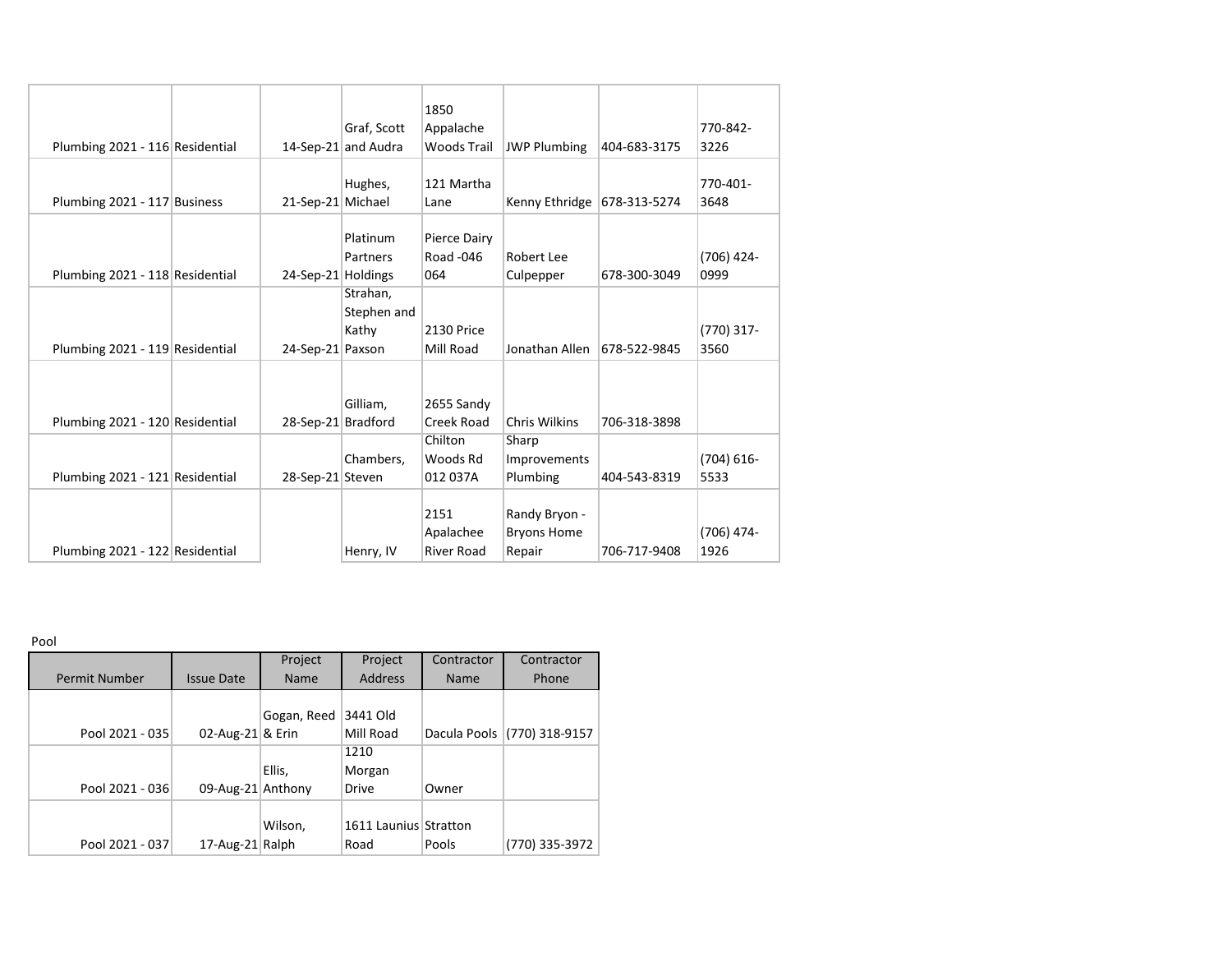| | | | | | | | |
|---|---|---|---|---|---|---|---|
| Plumbing 2021 - 116 | Residential | 14-Sep-21 | Graf, Scott and Audra | 1850 Appalache Woods Trail | JWP Plumbing | 404-683-3175 | 770-842-3226 |
| Plumbing 2021 - 117 | Business | 21-Sep-21 | Hughes, Michael | 121 Martha Lane | Kenny Ethridge | 678-313-5274 | 770-401-3648 |
| Plumbing 2021 - 118 | Residential | 24-Sep-21 | Platinum Partners Holdings | Pierce Dairy Road -046 064 | Robert Lee Culpepper | 678-300-3049 | (706) 424-0999 |
| Plumbing 2021 - 119 | Residential | 24-Sep-21 | Strahan, Stephen and Kathy Paxson | 2130 Price Mill Road | Jonathan Allen | 678-522-9845 | (770) 317-3560 |
| Plumbing 2021 - 120 | Residential | 28-Sep-21 | Gilliam, Bradford | 2655 Sandy Creek Road | Chris Wilkins | 706-318-3898 | |
| Plumbing 2021 - 121 | Residential | 28-Sep-21 | Chambers, Steven | Chilton Woods Rd 012 037A | Sharp Improvements Plumbing | 404-543-8319 | (704) 616-5533 |
| Plumbing 2021 - 122 | Residential | | Henry, IV | 2151 Apalachee River Road | Randy Bryon - Bryons Home Repair | 706-717-9408 | (706) 474-1926 |

Pool

| Permit Number | Issue Date | Project Name | Project Address | Contractor Name | Contractor Phone |
|---|---|---|---|---|---|
| Pool 2021 - 035 | 02-Aug-21 | Gogan, Reed & Erin | 3441 Old Mill Road | Dacula Pools | (770) 318-9157 |
| Pool 2021 - 036 | 09-Aug-21 | Ellis, Anthony | 1210 Morgan Drive | Owner | |
| Pool 2021 - 037 | 17-Aug-21 | Wilson, Ralph | 1611 Launius Road | Stratton Pools | (770) 335-3972 |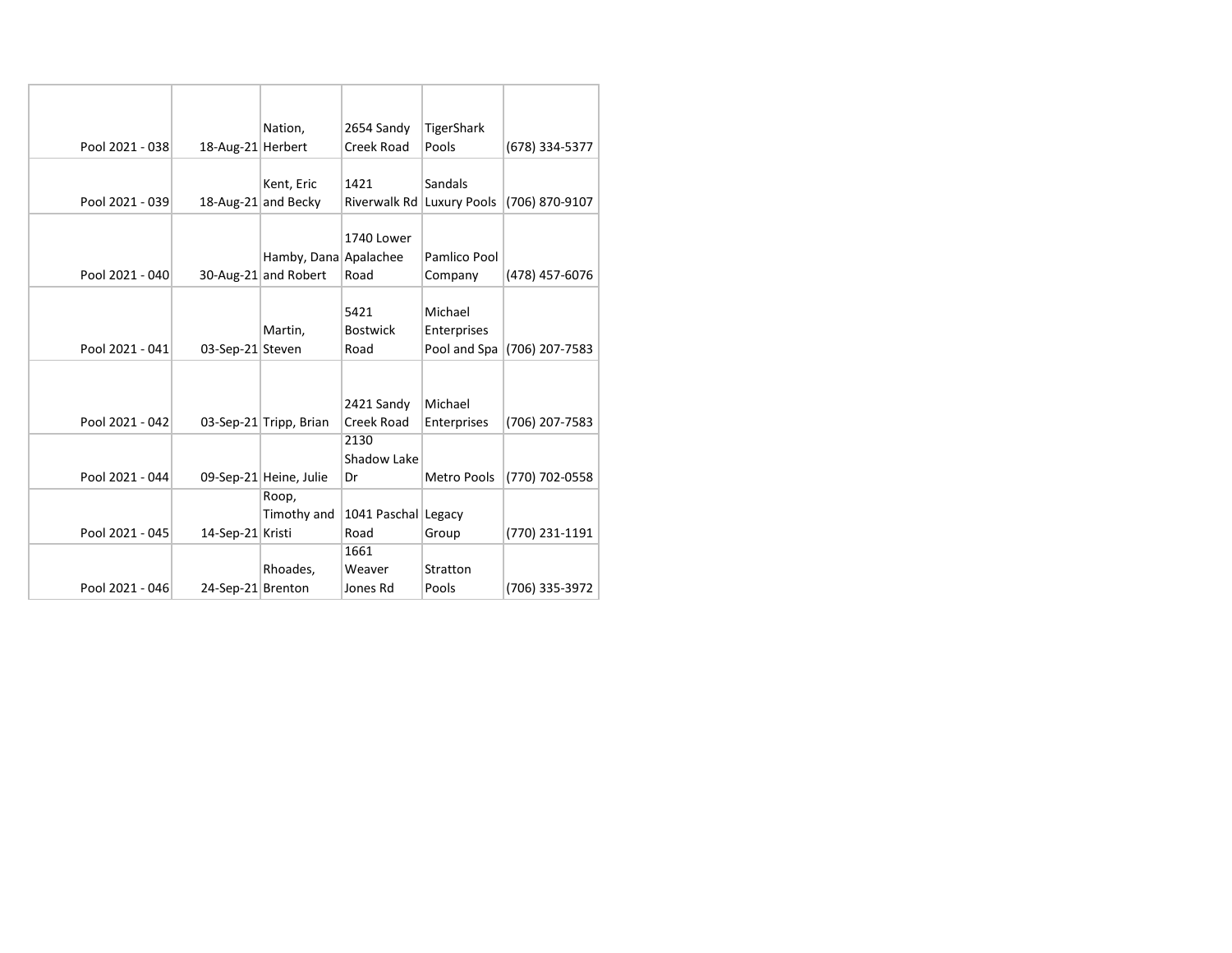| | | | | | |
|---|---|---|---|---|---|
| Pool 2021 - 038 | 18-Aug-21 | Nation, Herbert | 2654 Sandy Creek Road | TigerShark Pools | (678) 334-5377 |
| Pool 2021 - 039 | 18-Aug-21 | Kent, Eric and Becky | 1421 Riverwalk Rd | Sandals Luxury Pools | (706) 870-9107 |
| Pool 2021 - 040 | 30-Aug-21 | Hamby, Dana and Robert | 1740 Lower Apalachee Road | Pamlico Pool Company | (478) 457-6076 |
| Pool 2021 - 041 | 03-Sep-21 | Martin, Steven | 5421 Bostwick Road | Michael Enterprises Pool and Spa | (706) 207-7583 |
| Pool 2021 - 042 | 03-Sep-21 | Tripp, Brian | 2421 Sandy Creek Road | Michael Enterprises | (706) 207-7583 |
| Pool 2021 - 044 | 09-Sep-21 | Heine, Julie | 2130 Shadow Lake Dr | Metro Pools | (770) 702-0558 |
| Pool 2021 - 045 | 14-Sep-21 | Roop, Timothy and Kristi | 1041 Paschal Road | Legacy Group | (770) 231-1191 |
| Pool 2021 - 046 | 24-Sep-21 | Rhoades, Brenton | 1661 Weaver Jones Rd | Stratton Pools | (706) 335-3972 |